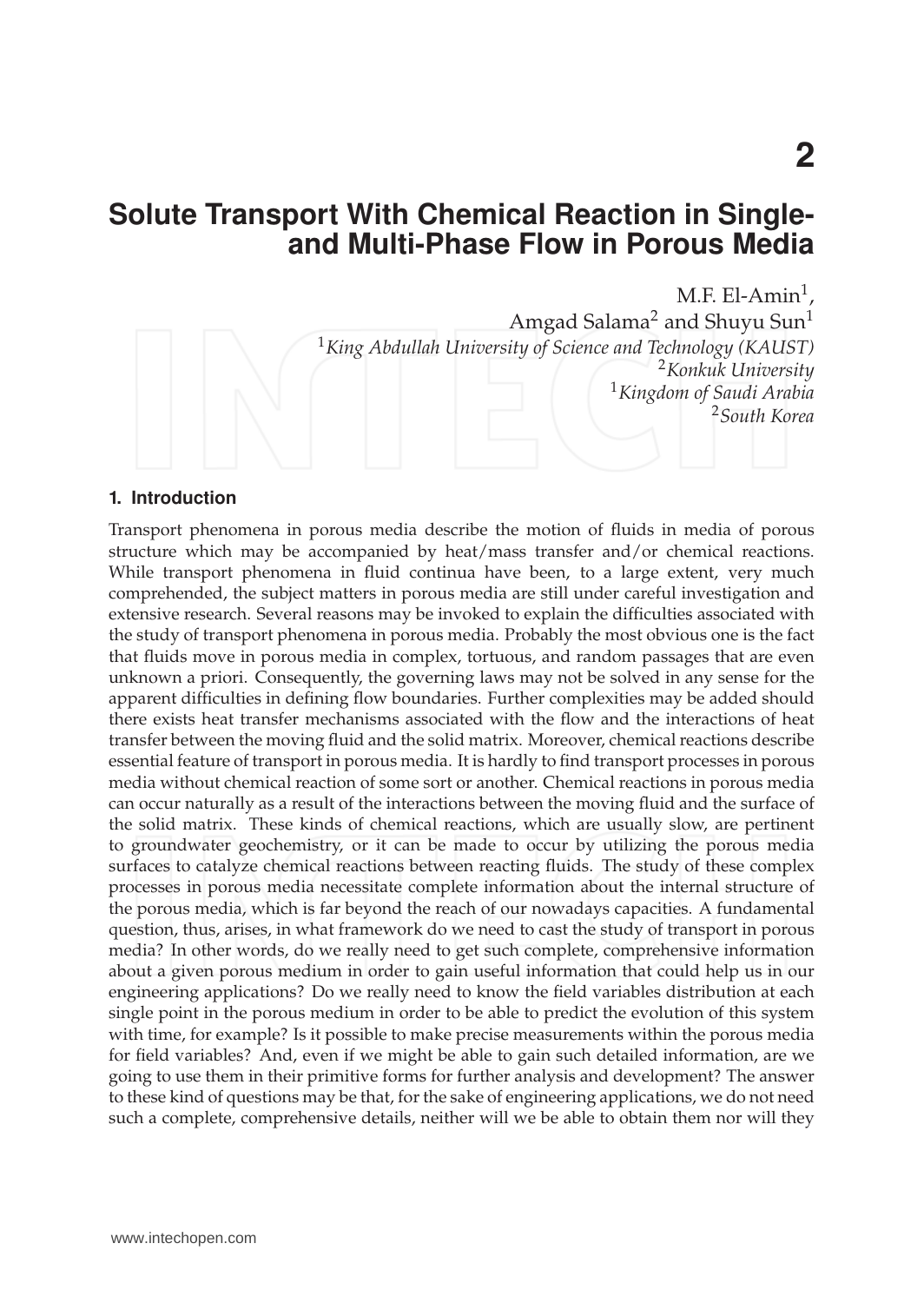2

# Solute Transport With Chemical Reaction in Single- and Multi-Phase Flow in Porous Media

M.F. El-Amin[1], Amgad Salama[2] and Shuyu Sun[1]

[1]*King Abdullah University of Science and Technology (KAUST)*
[2]*Konkuk University*
[1]*Kingdom of Saudi Arabia*
[2]*South Korea*

## 1. Introduction

Transport phenomena in porous media describe the motion of fluids in media of porous structure which may be accompanied by heat/mass transfer and/or chemical reactions. While transport phenomena in fluid continua have been, to a large extent, very much comprehended, the subject matters in porous media are still under careful investigation and extensive research. Several reasons may be invoked to explain the difficulties associated with the study of transport phenomena in porous media. Probably the most obvious one is the fact that fluids move in porous media in complex, tortuous, and random passages that are even unknown a priori. Consequently, the governing laws may not be solved in any sense for the apparent difficulties in defining flow boundaries. Further complexities may be added should there exists heat transfer mechanisms associated with the flow and the interactions of heat transfer between the moving fluid and the solid matrix. Moreover, chemical reactions describe essential feature of transport in porous media. It is hardly to find transport processes in porous media without chemical reaction of some sort or another. Chemical reactions in porous media can occur naturally as a result of the interactions between the moving fluid and the surface of the solid matrix. These kinds of chemical reactions, which are usually slow, are pertinent to groundwater geochemistry, or it can be made to occur by utilizing the porous media surfaces to catalyze chemical reactions between reacting fluids. The study of these complex processes in porous media necessitate complete information about the internal structure of the porous media, which is far beyond the reach of our nowadays capacities. A fundamental question, thus, arises, in what framework do we need to cast the study of transport in porous media? In other words, do we really need to get such complete, comprehensive information about a given porous medium in order to gain useful information that could help us in our engineering applications? Do we really need to know the field variables distribution at each single point in the porous medium in order to be able to predict the evolution of this system with time, for example? Is it possible to make precise measurements within the porous media for field variables? And, even if we might be able to gain such detailed information, are we going to use them in their primitive forms for further analysis and development? The answer to these kind of questions may be that, for the sake of engineering applications, we do not need such a complete, comprehensive details, neither will we be able to obtain them nor will they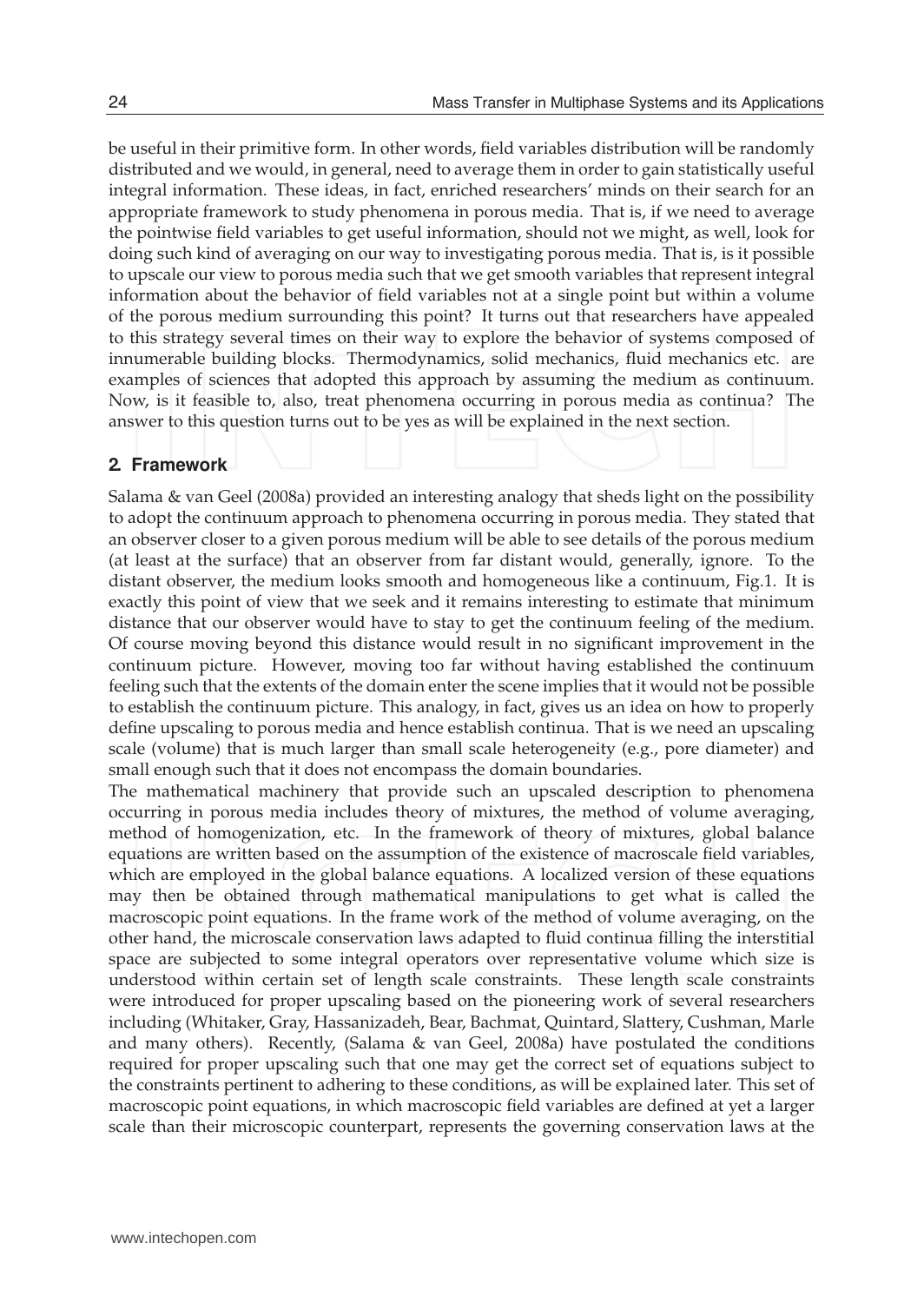be useful in their primitive form. In other words, field variables distribution will be randomly distributed and we would, in general, need to average them in order to gain statistically useful integral information. These ideas, in fact, enriched researchers' minds on their search for an appropriate framework to study phenomena in porous media. That is, if we need to average the pointwise field variables to get useful information, should not we might, as well, look for doing such kind of averaging on our way to investigating porous media. That is, is it possible to upscale our view to porous media such that we get smooth variables that represent integral information about the behavior of field variables not at a single point but within a volume of the porous medium surrounding this point? It turns out that researchers have appealed to this strategy several times on their way to explore the behavior of systems composed of innumerable building blocks. Thermodynamics, solid mechanics, fluid mechanics etc. are examples of sciences that adopted this approach by assuming the medium as continuum. Now, is it feasible to, also, treat phenomena occurring in porous media as continua? The answer to this question turns out to be yes as will be explained in the next section.

## 2. Framework

Salama & van Geel (2008a) provided an interesting analogy that sheds light on the possibility to adopt the continuum approach to phenomena occurring in porous media. They stated that an observer closer to a given porous medium will be able to see details of the porous medium (at least at the surface) that an observer from far distant would, generally, ignore. To the distant observer, the medium looks smooth and homogeneous like a continuum, Fig.1. It is exactly this point of view that we seek and it remains interesting to estimate that minimum distance that our observer would have to stay to get the continuum feeling of the medium. Of course moving beyond this distance would result in no significant improvement in the continuum picture. However, moving too far without having established the continuum feeling such that the extents of the domain enter the scene implies that it would not be possible to establish the continuum picture. This analogy, in fact, gives us an idea on how to properly define upscaling to porous media and hence establish continua. That is we need an upscaling scale (volume) that is much larger than small scale heterogeneity (e.g., pore diameter) and small enough such that it does not encompass the domain boundaries.

The mathematical machinery that provide such an upscaled description to phenomena occurring in porous media includes theory of mixtures, the method of volume averaging, method of homogenization, etc. In the framework of theory of mixtures, global balance equations are written based on the assumption of the existence of macroscale field variables, which are employed in the global balance equations. A localized version of these equations may then be obtained through mathematical manipulations to get what is called the macroscopic point equations. In the frame work of the method of volume averaging, on the other hand, the microscale conservation laws adapted to fluid continua filling the interstitial space are subjected to some integral operators over representative volume which size is understood within certain set of length scale constraints. These length scale constraints were introduced for proper upscaling based on the pioneering work of several researchers including (Whitaker, Gray, Hassanizadeh, Bear, Bachmat, Quintard, Slattery, Cushman, Marle and many others). Recently, (Salama & van Geel, 2008a) have postulated the conditions required for proper upscaling such that one may get the correct set of equations subject to the constraints pertinent to adhering to these conditions, as will be explained later. This set of macroscopic point equations, in which macroscopic field variables are defined at yet a larger scale than their microscopic counterpart, represents the governing conservation laws at the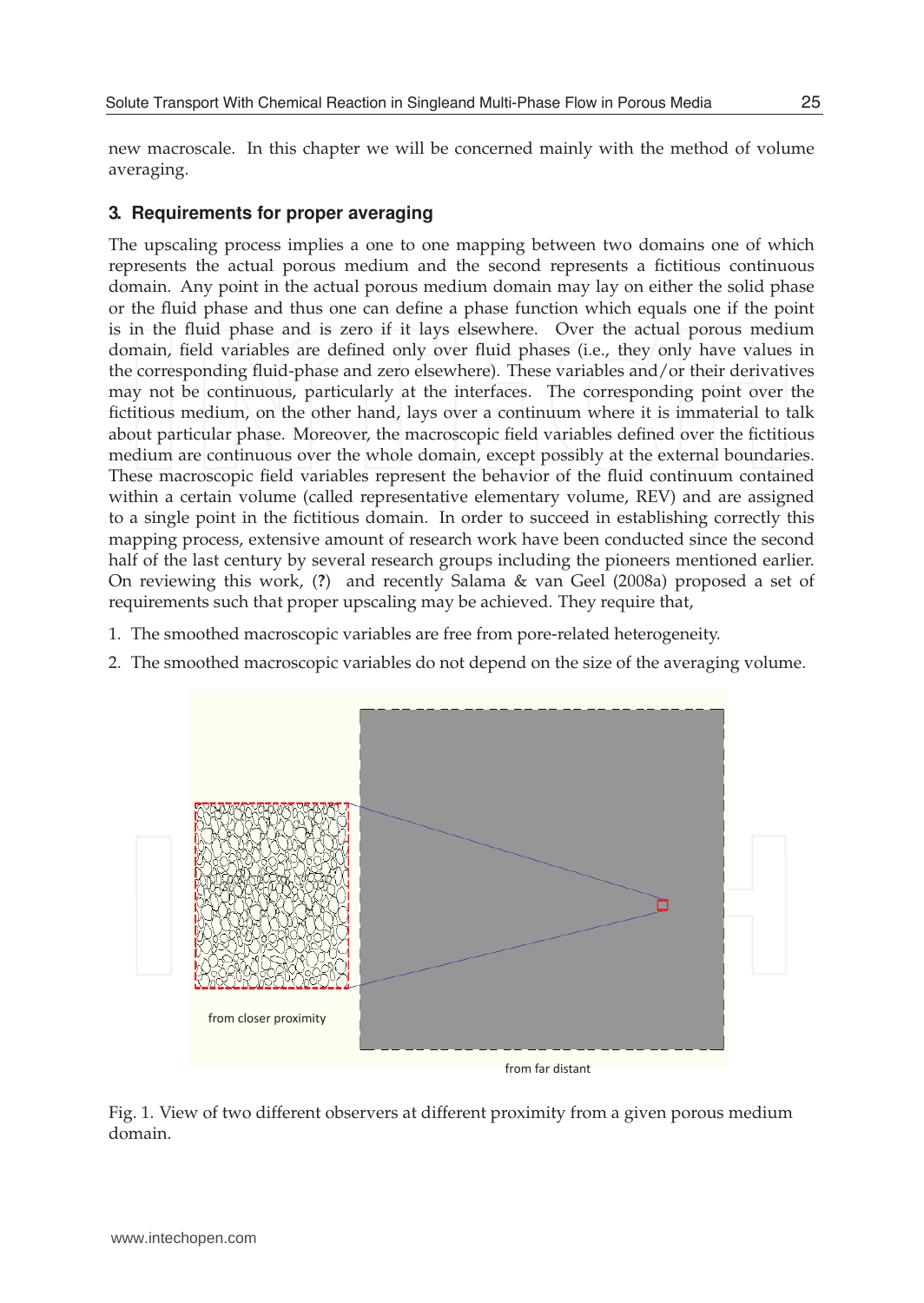new macroscale. In this chapter we will be concerned mainly with the method of volume averaging.

## 3. Requirements for proper averaging

The upscaling process implies a one to one mapping between two domains one of which represents the actual porous medium and the second represents a fictitious continuous domain. Any point in the actual porous medium domain may lay on either the solid phase or the fluid phase and thus one can define a phase function which equals one if the point is in the fluid phase and is zero if it lays elsewhere. Over the actual porous medium domain, field variables are defined only over fluid phases (i.e., they only have values in the corresponding fluid-phase and zero elsewhere). These variables and/or their derivatives may not be continuous, particularly at the interfaces. The corresponding point over the fictitious medium, on the other hand, lays over a continuum where it is immaterial to talk about particular phase. Moreover, the macroscopic field variables defined over the fictitious medium are continuous over the whole domain, except possibly at the external boundaries. These macroscopic field variables represent the behavior of the fluid continuum contained within a certain volume (called representative elementary volume, REV) and are assigned to a single point in the fictitious domain. In order to succeed in establishing correctly this mapping process, extensive amount of research work have been conducted since the second half of the last century by several research groups including the pioneers mentioned earlier. On reviewing this work, (**?**) and recently Salama & van Geel (2008a) proposed a set of requirements such that proper upscaling may be achieved. They require that,

1. The smoothed macroscopic variables are free from pore-related heterogeneity.
2. The smoothed macroscopic variables do not depend on the size of the averaging volume.

from closer proximity

from far distant

Fig. 1. View of two different observers at different proximity from a given porous medium domain.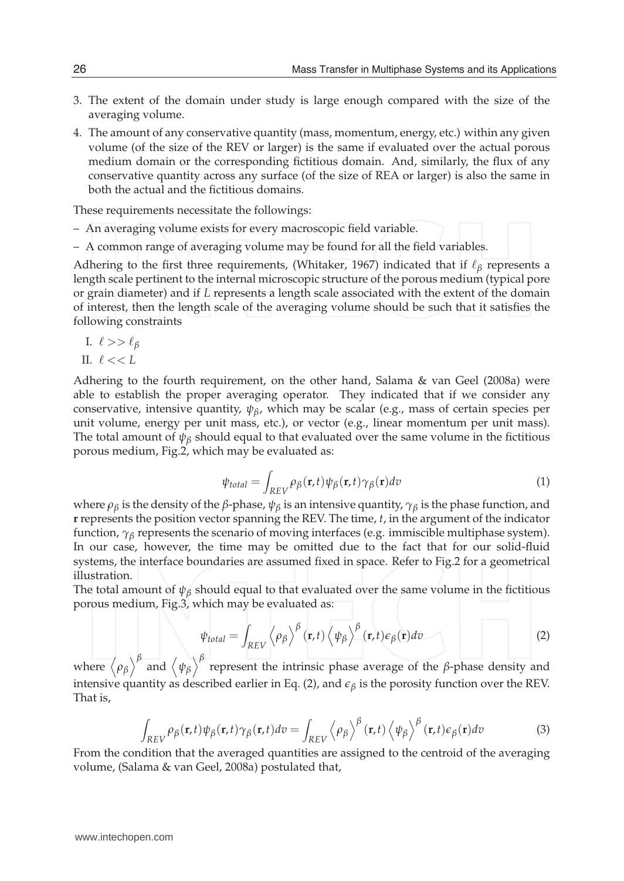3. The extent of the domain under study is large enough compared with the size of the averaging volume.
4. The amount of any conservative quantity (mass, momentum, energy, etc.) within any given volume (of the size of the REV or larger) is the same if evaluated over the actual porous medium domain or the corresponding fictitious domain. And, similarly, the flux of any conservative quantity across any surface (of the size of REA or larger) is also the same in both the actual and the fictitious domains.

These requirements necessitate the followings:

- An averaging volume exists for every macroscopic field variable.
- A common range of averaging volume may be found for all the field variables.

Adhering to the first three requirements, (Whitaker, 1967) indicated that if $\ell_\beta$ represents a length scale pertinent to the internal microscopic structure of the porous medium (typical pore or grain diameter) and if $L$ represents a length scale associated with the extent of the domain of interest, then the length scale of the averaging volume should be such that it satisfies the following constraints

I. $\ell >> \ell_\beta$

II. $\ell << L$

Adhering to the fourth requirement, on the other hand, Salama & van Geel (2008a) were able to establish the proper averaging operator. They indicated that if we consider any conservative, intensive quantity, $\psi_\beta$, which may be scalar (e.g., mass of certain species per unit volume, energy per unit mass, etc.), or vector (e.g., linear momentum per unit mass). The total amount of $\psi_\beta$ should equal to that evaluated over the same volume in the fictitious porous medium, Fig.2, which may be evaluated as:

$$\psi_{total} = \int_{REV} \rho_\beta(\mathbf{r},t)\psi_\beta(\mathbf{r},t)\gamma_\beta(\mathbf{r})dv \tag{1}$$

where $\rho_\beta$ is the density of the $\beta$-phase, $\psi_\beta$ is an intensive quantity, $\gamma_\beta$ is the phase function, and $\mathbf{r}$ represents the position vector spanning the REV. The time, $t$, in the argument of the indicator function, $\gamma_\beta$ represents the scenario of moving interfaces (e.g. immiscible multiphase system). In our case, however, the time may be omitted due to the fact that for our solid-fluid systems, the interface boundaries are assumed fixed in space. Refer to Fig.2 for a geometrical illustration.

The total amount of $\psi_\beta$ should equal to that evaluated over the same volume in the fictitious porous medium, Fig.3, which may be evaluated as:

$$\psi_{total} = \int_{REV} \left\langle \rho_\beta \right\rangle^\beta (\mathbf{r},t) \left\langle \psi_\beta \right\rangle^\beta (\mathbf{r},t)\epsilon_\beta(\mathbf{r})dv \tag{2}$$

where $\left\langle \rho_\beta \right\rangle^\beta$ and $\left\langle \psi_\beta \right\rangle^\beta$ represent the intrinsic phase average of the $\beta$-phase density and intensive quantity as described earlier in Eq. (2), and $\epsilon_\beta$ is the porosity function over the REV. That is,

$$\int_{REV} \rho_\beta(\mathbf{r},t)\psi_\beta(\mathbf{r},t)\gamma_\beta(\mathbf{r},t)dv = \int_{REV} \left\langle \rho_\beta \right\rangle^\beta (\mathbf{r},t) \left\langle \psi_\beta \right\rangle^\beta (\mathbf{r},t)\epsilon_\beta(\mathbf{r})dv \tag{3}$$

From the condition that the averaged quantities are assigned to the centroid of the averaging volume, (Salama & van Geel, 2008a) postulated that,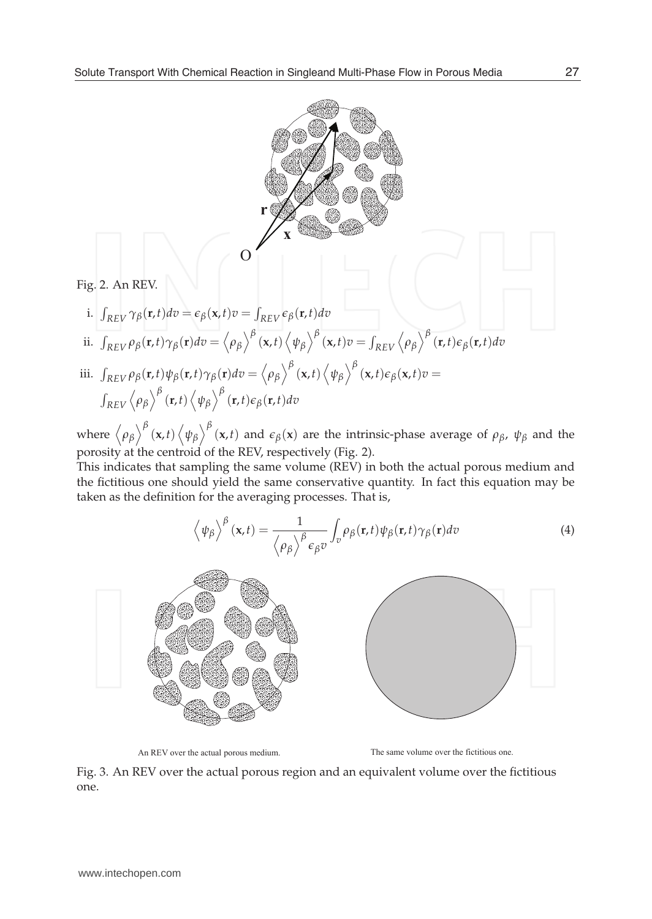Fig. 2. An REV.

i. $\int_{REV} \gamma_\beta(\mathbf{r},t)dv = \epsilon_\beta(\mathbf{x},t)v = \int_{REV} \epsilon_\beta(\mathbf{r},t)dv$

ii. $\int_{REV} \rho_\beta(\mathbf{r},t)\gamma_\beta(\mathbf{r})dv = \left\langle \rho_\beta \right\rangle^\beta(\mathbf{x},t) \left\langle \psi_\beta \right\rangle^\beta(\mathbf{x},t)v = \int_{REV} \left\langle \rho_\beta \right\rangle^\beta(\mathbf{r},t)\epsilon_\beta(\mathbf{r},t)dv$

iii. $\int_{REV} \rho_\beta(\mathbf{r},t)\psi_\beta(\mathbf{r},t)\gamma_\beta(\mathbf{r})dv = \left\langle \rho_\beta \right\rangle^\beta(\mathbf{x},t) \left\langle \psi_\beta \right\rangle^\beta(\mathbf{x},t)\epsilon_\beta(\mathbf{x},t)v =$
$\int_{REV} \left\langle \rho_\beta \right\rangle^\beta(\mathbf{r},t) \left\langle \psi_\beta \right\rangle^\beta(\mathbf{r},t)\epsilon_\beta(\mathbf{r},t)dv$

where $\left\langle \rho_\beta \right\rangle^\beta(\mathbf{x},t) \left\langle \psi_\beta \right\rangle^\beta(\mathbf{x},t)$ and $\epsilon_\beta(\mathbf{x})$ are the intrinsic-phase average of $\rho_\beta$, $\psi_\beta$ and the porosity at the centroid of the REV, respectively (Fig. 2).

This indicates that sampling the same volume (REV) in both the actual porous medium and the fictitious one should yield the same conservative quantity. In fact this equation may be taken as the definition for the averaging processes. That is,

$$\left\langle \psi_\beta \right\rangle^\beta(\mathbf{x},t) = \frac{1}{\left\langle \rho_\beta \right\rangle^\beta \epsilon_\beta v} \int_v \rho_\beta(\mathbf{r},t)\psi_\beta(\mathbf{r},t)\gamma_\beta(\mathbf{r})dv \tag{4}$$

An REV over the actual porous medium. The same volume over the fictitious one.

Fig. 3. An REV over the actual porous region and an equivalent volume over the fictitious one.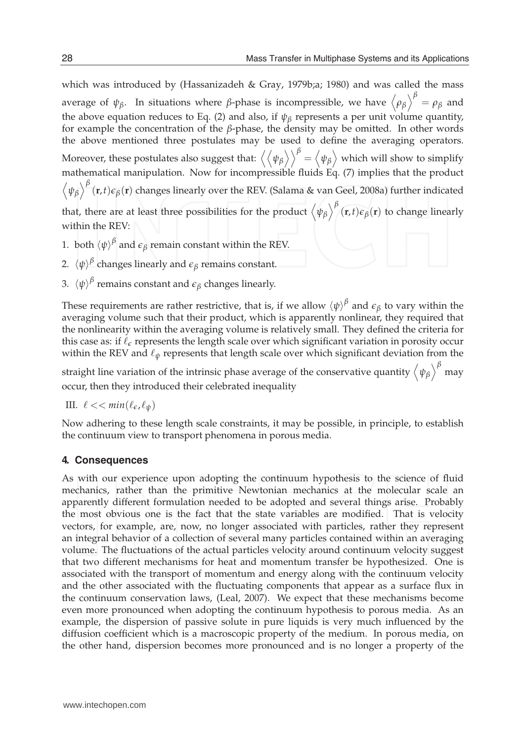which was introduced by (Hassanizadeh & Gray, 1979b;a; 1980) and was called the mass average of $\psi_\beta$. In situations where $\beta$-phase is incompressible, we have $\left\langle \rho_\beta \right\rangle^\beta = \rho_\beta$ and the above equation reduces to Eq. (2) and also, if $\psi_\beta$ represents a per unit volume quantity, for example the concentration of the $\beta$-phase, the density may be omitted. In other words the above mentioned three postulates may be used to define the averaging operators. Moreover, these postulates also suggest that: $\left\langle \left\langle \psi_\beta \right\rangle \right\rangle^\beta = \left\langle \psi_\beta \right\rangle$ which will show to simplify mathematical manipulation. Now for incompressible fluids Eq. (7) implies that the product $\left\langle \psi_\beta \right\rangle^\beta (\mathbf{r}, t) \epsilon_\beta(\mathbf{r})$ changes linearly over the REV. (Salama & van Geel, 2008a) further indicated that, there are at least three possibilities for the product $\left\langle \psi_\beta \right\rangle^\beta (\mathbf{r}, t) \epsilon_\beta(\mathbf{r})$ to change linearly within the REV:

1. both $\langle \psi \rangle^\beta$ and $\epsilon_\beta$ remain constant within the REV.
2. $\langle \psi \rangle^\beta$ changes linearly and $\epsilon_\beta$ remains constant.
3. $\langle \psi \rangle^\beta$ remains constant and $\epsilon_\beta$ changes linearly.

These requirements are rather restrictive, that is, if we allow $\langle \psi \rangle^\beta$ and $\epsilon_\beta$ to vary within the averaging volume such that their product, which is apparently nonlinear, they required that the nonlinearity within the averaging volume is relatively small. They defined the criteria for this case as: if $\ell_\epsilon$ represents the length scale over which significant variation in porosity occur within the REV and $\ell_\psi$ represents that length scale over which significant deviation from the straight line variation of the intrinsic phase average of the conservative quantity $\left\langle \psi_\beta \right\rangle^\beta$ may occur, then they introduced their celebrated inequality

III. $\ell << min(\ell_\epsilon, \ell_\psi)$

Now adhering to these length scale constraints, it may be possible, in principle, to establish the continuum view to transport phenomena in porous media.

## 4. Consequences

As with our experience upon adopting the continuum hypothesis to the science of fluid mechanics, rather than the primitive Newtonian mechanics at the molecular scale an apparently different formulation needed to be adopted and several things arise. Probably the most obvious one is the fact that the state variables are modified. That is velocity vectors, for example, are, now, no longer associated with particles, rather they represent an integral behavior of a collection of several many particles contained within an averaging volume. The fluctuations of the actual particles velocity around continuum velocity suggest that two different mechanisms for heat and momentum transfer be hypothesized. One is associated with the transport of momentum and energy along with the continuum velocity and the other associated with the fluctuating components that appear as a surface flux in the continuum conservation laws, (Leal, 2007). We expect that these mechanisms become even more pronounced when adopting the continuum hypothesis to porous media. As an example, the dispersion of passive solute in pure liquids is very much influenced by the diffusion coefficient which is a macroscopic property of the medium. In porous media, on the other hand, dispersion becomes more pronounced and is no longer a property of the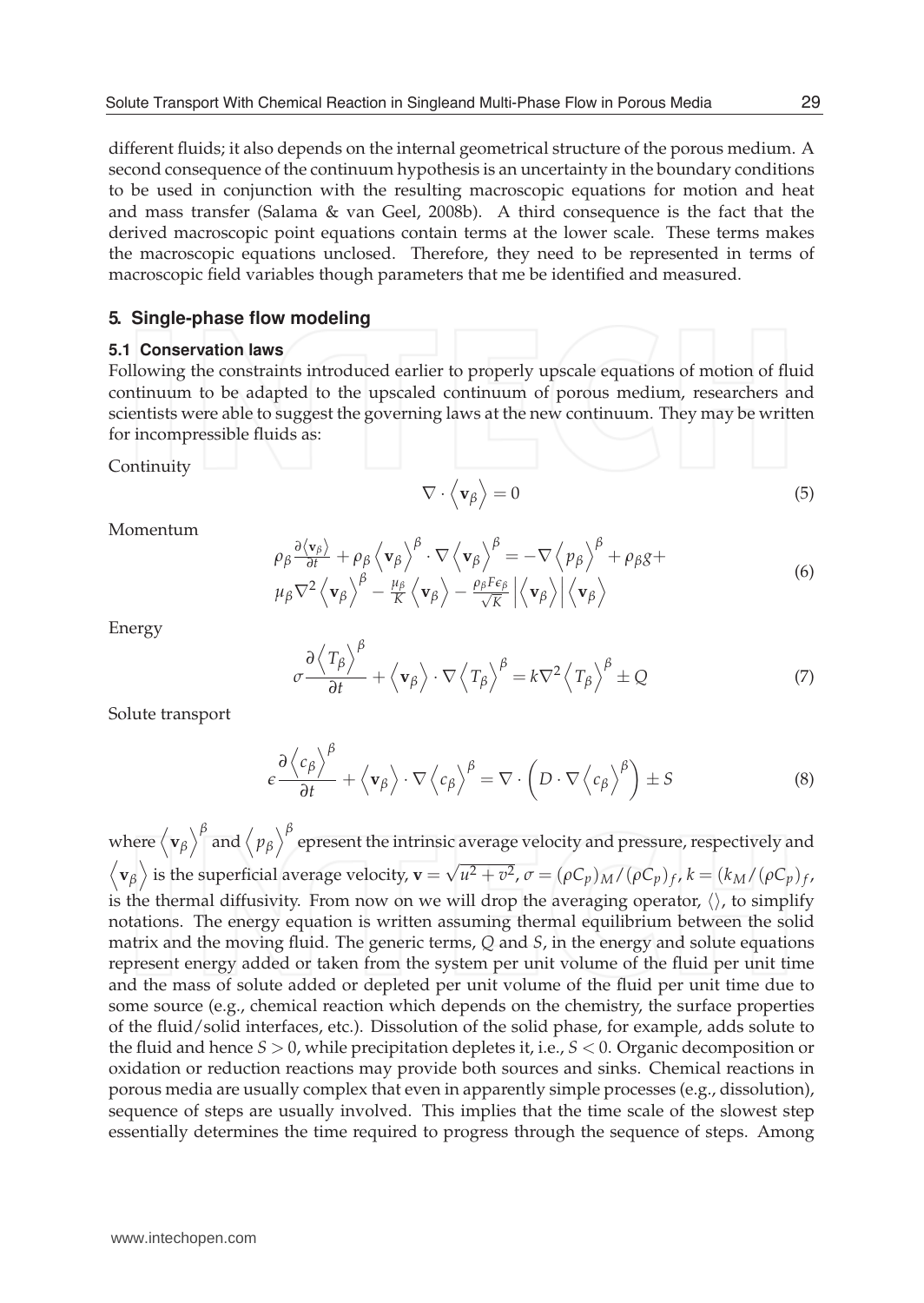different fluids; it also depends on the internal geometrical structure of the porous medium. A second consequence of the continuum hypothesis is an uncertainty in the boundary conditions to be used in conjunction with the resulting macroscopic equations for motion and heat and mass transfer (Salama & van Geel, 2008b). A third consequence is the fact that the derived macroscopic point equations contain terms at the lower scale. These terms makes the macroscopic equations unclosed. Therefore, they need to be represented in terms of macroscopic field variables though parameters that me be identified and measured.

## 5. Single-phase flow modeling

### 5.1 Conservation laws

Following the constraints introduced earlier to properly upscale equations of motion of fluid continuum to be adapted to the upscaled continuum of porous medium, researchers and scientists were able to suggest the governing laws at the new continuum. They may be written for incompressible fluids as:

Continuity

$$\nabla \cdot \left\langle \mathbf{v}_\beta \right\rangle = 0 \tag{5}$$

Momentum

$$\begin{aligned}
&\rho_\beta \frac{\partial \langle \mathbf{v}_\beta \rangle}{\partial t} + \rho_\beta \left\langle \mathbf{v}_\beta \right\rangle^\beta \cdot \nabla \left\langle \mathbf{v}_\beta \right\rangle^\beta = -\nabla \left\langle p_\beta \right\rangle^\beta + \rho_\beta g + \\
&\mu_\beta \nabla^2 \left\langle \mathbf{v}_\beta \right\rangle^\beta - \frac{\mu_\beta}{K} \left\langle \mathbf{v}_\beta \right\rangle - \frac{\rho_\beta F \epsilon_\beta}{\sqrt{K}} \left| \left\langle \mathbf{v}_\beta \right\rangle \right| \left\langle \mathbf{v}_\beta \right\rangle
\end{aligned} \tag{6}$$

Energy

$$\sigma \frac{\partial \left\langle T_\beta \right\rangle^\beta}{\partial t} + \left\langle \mathbf{v}_\beta \right\rangle \cdot \nabla \left\langle T_\beta \right\rangle^\beta = k \nabla^2 \left\langle T_\beta \right\rangle^\beta \pm Q \tag{7}$$

Solute transport

$$\epsilon \frac{\partial \left\langle c_\beta \right\rangle^\beta}{\partial t} + \left\langle \mathbf{v}_\beta \right\rangle \cdot \nabla \left\langle c_\beta \right\rangle^\beta = \nabla \cdot \left( D \cdot \nabla \left\langle c_\beta \right\rangle^\beta \right) \pm S \tag{8}$$

where $\left\langle \mathbf{v}_\beta \right\rangle^\beta$ and $\left\langle p_\beta \right\rangle^\beta$ epresent the intrinsic average velocity and pressure, respectively and $\left\langle \mathbf{v}_\beta \right\rangle$ is the superficial average velocity, $\mathbf{v} = \sqrt{u^2 + v^2}$, $\sigma = (\rho C_p)_M / (\rho C_p)_f$, $k = (k_M / (\rho C_p)_f$, is the thermal diffusivity. From now on we will drop the averaging operator, $\langle\rangle$, to simplify notations. The energy equation is written assuming thermal equilibrium between the solid matrix and the moving fluid. The generic terms, $Q$ and $S$, in the energy and solute equations represent energy added or taken from the system per unit volume of the fluid per unit time and the mass of solute added or depleted per unit volume of the fluid per unit time due to some source (e.g., chemical reaction which depends on the chemistry, the surface properties of the fluid/solid interfaces, etc.). Dissolution of the solid phase, for example, adds solute to the fluid and hence $S > 0$, while precipitation depletes it, i.e., $S < 0$. Organic decomposition or oxidation or reduction reactions may provide both sources and sinks. Chemical reactions in porous media are usually complex that even in apparently simple processes (e.g., dissolution), sequence of steps are usually involved. This implies that the time scale of the slowest step essentially determines the time required to progress through the sequence of steps. Among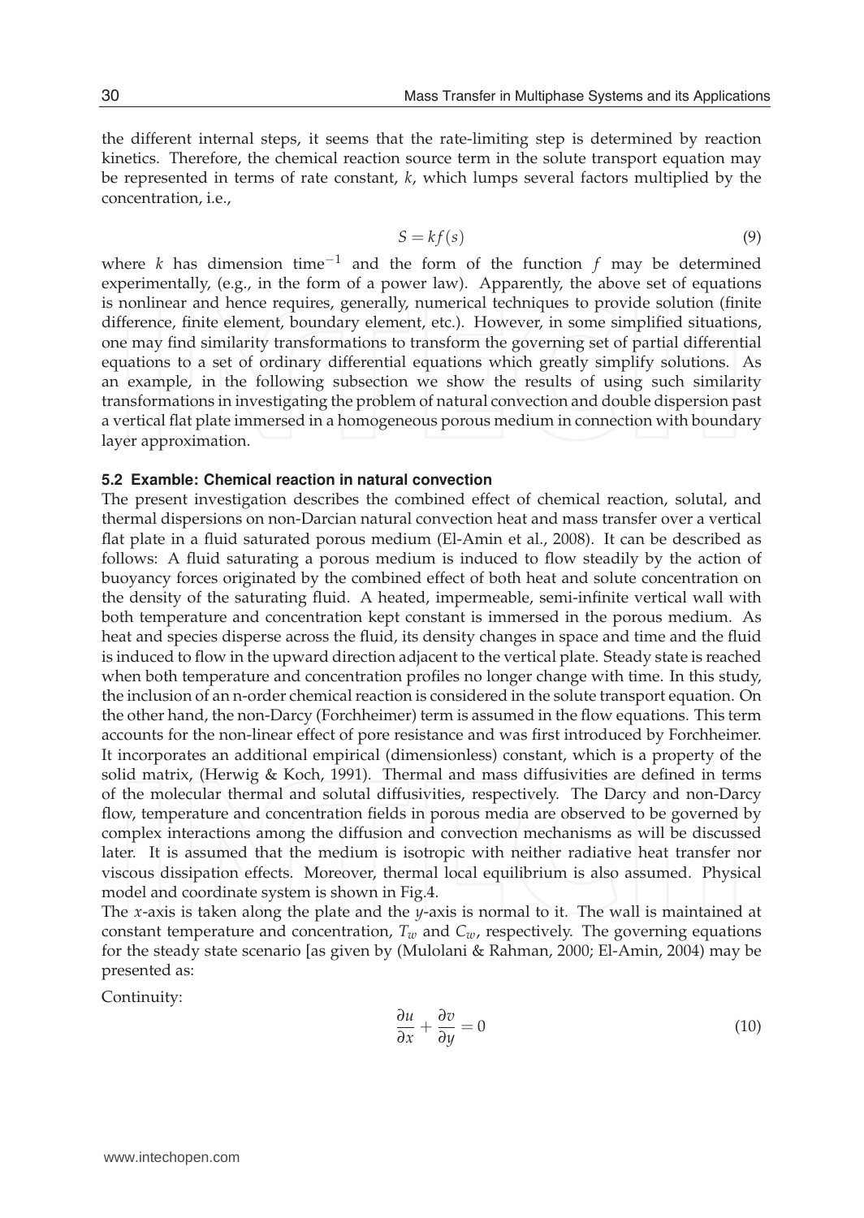the different internal steps, it seems that the rate-limiting step is determined by reaction kinetics. Therefore, the chemical reaction source term in the solute transport equation may be represented in terms of rate constant, $k$, which lumps several factors multiplied by the concentration, i.e.,

$$S = kf(s) \tag{9}$$

where $k$ has dimension time$^{-1}$ and the form of the function $f$ may be determined experimentally, (e.g., in the form of a power law). Apparently, the above set of equations is nonlinear and hence requires, generally, numerical techniques to provide solution (finite difference, finite element, boundary element, etc.). However, in some simplified situations, one may find similarity transformations to transform the governing set of partial differential equations to a set of ordinary differential equations which greatly simplify solutions. As an example, in the following subsection we show the results of using such similarity transformations in investigating the problem of natural convection and double dispersion past a vertical flat plate immersed in a homogeneous porous medium in connection with boundary layer approximation.

### 5.2 Examble: Chemical reaction in natural convection

The present investigation describes the combined effect of chemical reaction, solutal, and thermal dispersions on non-Darcian natural convection heat and mass transfer over a vertical flat plate in a fluid saturated porous medium (El-Amin et al., 2008). It can be described as follows: A fluid saturating a porous medium is induced to flow steadily by the action of buoyancy forces originated by the combined effect of both heat and solute concentration on the density of the saturating fluid. A heated, impermeable, semi-infinite vertical wall with both temperature and concentration kept constant is immersed in the porous medium. As heat and species disperse across the fluid, its density changes in space and time and the fluid is induced to flow in the upward direction adjacent to the vertical plate. Steady state is reached when both temperature and concentration profiles no longer change with time. In this study, the inclusion of an n-order chemical reaction is considered in the solute transport equation. On the other hand, the non-Darcy (Forchheimer) term is assumed in the flow equations. This term accounts for the non-linear effect of pore resistance and was first introduced by Forchheimer. It incorporates an additional empirical (dimensionless) constant, which is a property of the solid matrix, (Herwig & Koch, 1991). Thermal and mass diffusivities are defined in terms of the molecular thermal and solutal diffusivities, respectively. The Darcy and non-Darcy flow, temperature and concentration fields in porous media are observed to be governed by complex interactions among the diffusion and convection mechanisms as will be discussed later. It is assumed that the medium is isotropic with neither radiative heat transfer nor viscous dissipation effects. Moreover, thermal local equilibrium is also assumed. Physical model and coordinate system is shown in Fig.4.

The $x$-axis is taken along the plate and the $y$-axis is normal to it. The wall is maintained at constant temperature and concentration, $T_w$ and $C_w$, respectively. The governing equations for the steady state scenario [as given by (Mulolani & Rahman, 2000; El-Amin, 2004) may be presented as:

Continuity:

$$\frac{\partial u}{\partial x} + \frac{\partial v}{\partial y} = 0 \tag{10}$$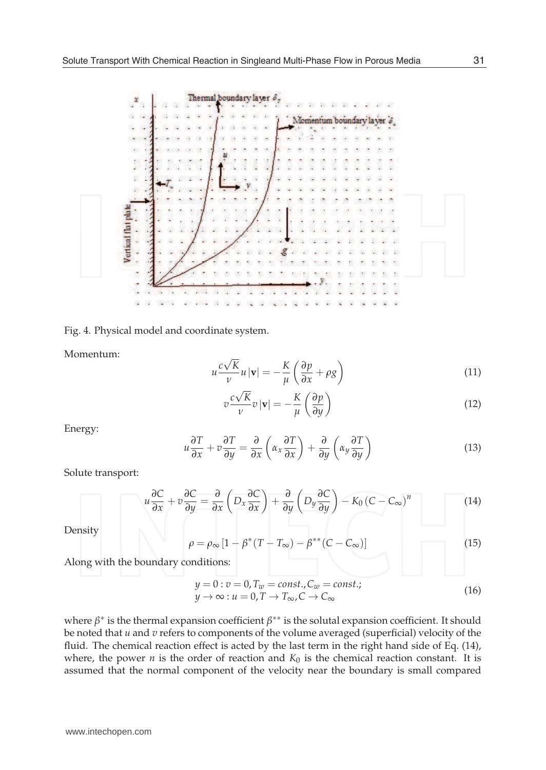Fig. 4. Physical model and coordinate system.

Momentum:

$$u\frac{c\sqrt{K}}{\nu}u\,|\mathbf{v}| = -\frac{K}{\mu}\left(\frac{\partial p}{\partial x} + \rho g\right) \tag{11}$$

$$v\frac{c\sqrt{K}}{\nu}v\,|\mathbf{v}| = -\frac{K}{\mu}\left(\frac{\partial p}{\partial y}\right) \tag{12}$$

Energy:

$$u\frac{\partial T}{\partial x} + v\frac{\partial T}{\partial y} = \frac{\partial}{\partial x}\left(\alpha_x \frac{\partial T}{\partial x}\right) + \frac{\partial}{\partial y}\left(\alpha_y \frac{\partial T}{\partial y}\right) \tag{13}$$

Solute transport:

$$u\frac{\partial C}{\partial x} + v\frac{\partial C}{\partial y} = \frac{\partial}{\partial x}\left(D_x \frac{\partial C}{\partial x}\right) + \frac{\partial}{\partial y}\left(D_y \frac{\partial C}{\partial y}\right) - K_0\left(C - C_\infty\right)^n \tag{14}$$

Density

$$\rho = \rho_\infty\left[1 - \beta^*(T - T_\infty) - \beta^{**}(C - C_\infty)\right] \tag{15}$$

Along with the boundary conditions:

$$\begin{aligned} &y = 0 : v = 0, T_w = const., C_w = const.; \\ &y \to \infty : u = 0, T \to T_\infty, C \to C_\infty \end{aligned} \tag{16}$$

where $\beta^*$ is the thermal expansion coefficient $\beta^{**}$ is the solutal expansion coefficient. It should be noted that $u$ and $v$ refers to components of the volume averaged (superficial) velocity of the fluid. The chemical reaction effect is acted by the last term in the right hand side of Eq. (14), where, the power $n$ is the order of reaction and $K_0$ is the chemical reaction constant. It is assumed that the normal component of the velocity near the boundary is small compared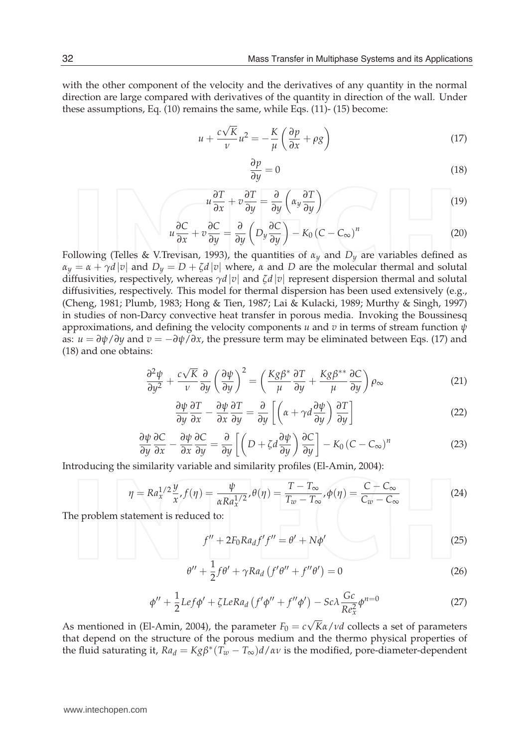with the other component of the velocity and the derivatives of any quantity in the normal direction are large compared with derivatives of the quantity in direction of the wall. Under these assumptions, Eq. (10) remains the same, while Eqs. (11)- (15) become:

$$u + \frac{c\sqrt{K}}{\nu}u^2 = -\frac{K}{\mu}\left(\frac{\partial p}{\partial x} + \rho g\right) \tag{17}$$

$$\frac{\partial p}{\partial y} = 0 \tag{18}$$

$$u\frac{\partial T}{\partial x} + v\frac{\partial T}{\partial y} = \frac{\partial}{\partial y}\left(\alpha_y \frac{\partial T}{\partial y}\right) \tag{19}$$

$$u\frac{\partial C}{\partial x} + v\frac{\partial C}{\partial y} = \frac{\partial}{\partial y}\left(D_y \frac{\partial C}{\partial y}\right) - K_0\left(C - C_\infty\right)^n \tag{20}$$

Following (Telles & V.Trevisan, 1993), the quantities of $\alpha_y$ and $D_y$ are variables defined as $\alpha_y = \alpha + \gamma d\,|v|$ and $D_y = D + \zeta d\,|v|$ where, $\alpha$ and $D$ are the molecular thermal and solutal diffusivities, respectively, whereas $\gamma d\,|v|$ and $\zeta d\,|v|$ represent dispersion thermal and solutal diffusivities, respectively. This model for thermal dispersion has been used extensively (e.g., (Cheng, 1981; Plumb, 1983; Hong & Tien, 1987; Lai & Kulacki, 1989; Murthy & Singh, 1997) in studies of non-Darcy convective heat transfer in porous media. Invoking the Boussinesq approximations, and defining the velocity components $u$ and $v$ in terms of stream function $\psi$ as: $u = \partial\psi/\partial y$ and $v = -\partial\psi/\partial x$, the pressure term may be eliminated between Eqs. (17) and (18) and one obtains:

$$\frac{\partial^2 \psi}{\partial y^2} + \frac{c\sqrt{K}}{\nu}\frac{\partial}{\partial y}\left(\frac{\partial \psi}{\partial y}\right)^2 = \left(\frac{Kg\beta^*}{\mu}\frac{\partial T}{\partial y} + \frac{Kg\beta^{**}}{\mu}\frac{\partial C}{\partial y}\right)\rho_\infty \tag{21}$$

$$\frac{\partial \psi}{\partial y}\frac{\partial T}{\partial x} - \frac{\partial \psi}{\partial x}\frac{\partial T}{\partial y} = \frac{\partial}{\partial y}\left[\left(\alpha + \gamma d\frac{\partial \psi}{\partial y}\right)\frac{\partial T}{\partial y}\right] \tag{22}$$

$$\frac{\partial \psi}{\partial y}\frac{\partial C}{\partial x} - \frac{\partial \psi}{\partial x}\frac{\partial C}{\partial y} = \frac{\partial}{\partial y}\left[\left(D + \zeta d\frac{\partial \psi}{\partial y}\right)\frac{\partial C}{\partial y}\right] - K_0\left(C - C_\infty\right)^n \tag{23}$$

Introducing the similarity variable and similarity profiles (El-Amin, 2004):

$$\eta = Ra_x^{1/2}\frac{y}{x}, f(\eta) = \frac{\psi}{\alpha Ra_x^{1/2}}, \theta(\eta) = \frac{T - T_\infty}{T_w - T_\infty}, \phi(\eta) = \frac{C - C_\infty}{C_w - C_\infty} \tag{24}$$

The problem statement is reduced to:

$$f'' + 2F_0 Ra_d f' f'' = \theta' + N\phi' \tag{25}$$

$$\theta'' + \frac{1}{2}f\theta' + \gamma Ra_d\left(f'\theta'' + f''\theta'\right) = 0 \tag{26}$$

$$\phi'' + \frac{1}{2}Lef\phi' + \zeta LeRa_d\left(f'\phi'' + f''\phi'\right) - Sc\lambda\frac{Gc}{Re_x^2}\phi^{n=0} \tag{27}$$

As mentioned in (El-Amin, 2004), the parameter $F_0 = c\sqrt{K}\alpha/\nu d$ collects a set of parameters that depend on the structure of the porous medium and the thermo physical properties of the fluid saturating it, $Ra_d = Kg\beta^*(T_w - T_\infty)d/\alpha\nu$ is the modified, pore-diameter-dependent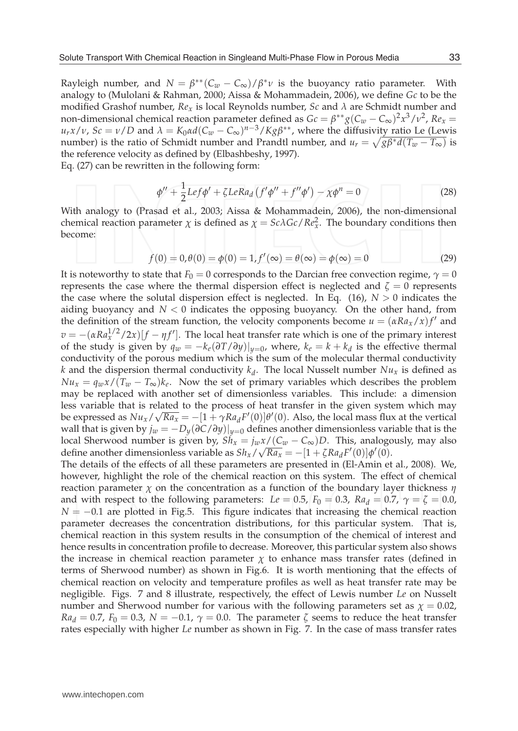Rayleigh number, and $N = \beta^{**}(C_w - C_\infty)/\beta^* \nu$ is the buoyancy ratio parameter. With analogy to (Mulolani & Rahman, 2000; Aissa & Mohammadein, 2006), we define $Gc$ to be the modified Grashof number, $Re_x$ is local Reynolds number, $Sc$ and $\lambda$ are Schmidt number and non-dimensional chemical reaction parameter defined as $Gc = \beta^{**} g (C_w - C_\infty)^2 x^3/\nu^2$, $Re_x = u_r x/\nu$, $Sc = \nu/D$ and $\lambda = K_0 \alpha d (C_w - C_\infty)^{n-3}/K g \beta^{**}$, where the diffusivity ratio Le (Lewis number) is the ratio of Schmidt number and Prandtl number, and $u_r = \sqrt{g\beta^* d(T_w - T_\infty)}$ is the reference velocity as defined by (Elbashbeshy, 1997).

Eq. (27) can be rewritten in the following form:

$$\phi'' + \frac{1}{2} Lef\phi' + \zeta Le Ra_d \left(f'\phi'' + f''\phi'\right) - \chi \phi^n = 0 \tag{28}$$

With analogy to (Prasad et al., 2003; Aissa & Mohammadein, 2006), the non-dimensional chemical reaction parameter $\chi$ is defined as $\chi = Sc\lambda Gc/Re_x^2$. The boundary conditions then become:

$$f(0) = 0, \theta(0) = \phi(0) = 1, f'(\infty) = \theta(\infty) = \phi(\infty) = 0 \tag{29}$$

It is noteworthy to state that $F_0 = 0$ corresponds to the Darcian free convection regime, $\gamma = 0$ represents the case where the thermal dispersion effect is neglected and $\zeta = 0$ represents the case where the solutal dispersion effect is neglected. In Eq. (16), $N > 0$ indicates the aiding buoyancy and $N < 0$ indicates the opposing buoyancy. On the other hand, from the definition of the stream function, the velocity components become $u = (\alpha Ra_x/x) f'$ and $v = -(\alpha Ra_x^{1/2}/2x)[f - \eta f']$. The local heat transfer rate which is one of the primary interest of the study is given by $q_w = -k_e(\partial T/\partial y)|_{y=0}$, where, $k_e = k + k_d$ is the effective thermal conductivity of the porous medium which is the sum of the molecular thermal conductivity $k$ and the dispersion thermal conductivity $k_d$. The local Nusselt number $Nu_x$ is defined as $Nu_x = q_w x/(T_w - T_\infty)k_e$. Now the set of primary variables which describes the problem may be replaced with another set of dimensionless variables. This include: a dimension less variable that is related to the process of heat transfer in the given system which may be expressed as $Nu_x/\sqrt{Ra_x} = -[1 + \gamma Ra_d F'(0)]\theta'(0)$. Also, the local mass flux at the vertical wall that is given by $j_w = -D_y(\partial C/\partial y)|_{y=0}$ defines another dimensionless variable that is the local Sherwood number is given by, $Sh_x = j_w x/(C_w - C_\infty)D$. This, analogously, may also define another dimensionless variable as $Sh_x/\sqrt{Ra_x} = -[1 + \zeta Ra_d F'(0)]\phi'(0)$.

The details of the effects of all these parameters are presented in (El-Amin et al., 2008). We, however, highlight the role of the chemical reaction on this system. The effect of chemical reaction parameter $\chi$ on the concentration as a function of the boundary layer thickness $\eta$ and with respect to the following parameters: $Le = 0.5$, $F_0 = 0.3$, $Ra_d = 0.7$, $\gamma = \zeta = 0.0$, $N = -0.1$ are plotted in Fig.5. This figure indicates that increasing the chemical reaction parameter decreases the concentration distributions, for this particular system. That is, chemical reaction in this system results in the consumption of the chemical of interest and hence results in concentration profile to decrease. Moreover, this particular system also shows the increase in chemical reaction parameter $\chi$ to enhance mass transfer rates (defined in terms of Sherwood number) as shown in Fig.6. It is worth mentioning that the effects of chemical reaction on velocity and temperature profiles as well as heat transfer rate may be negligible. Figs. 7 and 8 illustrate, respectively, the effect of Lewis number $Le$ on Nusselt number and Sherwood number for various with the following parameters set as $\chi = 0.02$, $Ra_d = 0.7$, $F_0 = 0.3$, $N = -0.1$, $\gamma = 0.0$. The parameter $\zeta$ seems to reduce the heat transfer rates especially with higher $Le$ number as shown in Fig. 7. In the case of mass transfer rates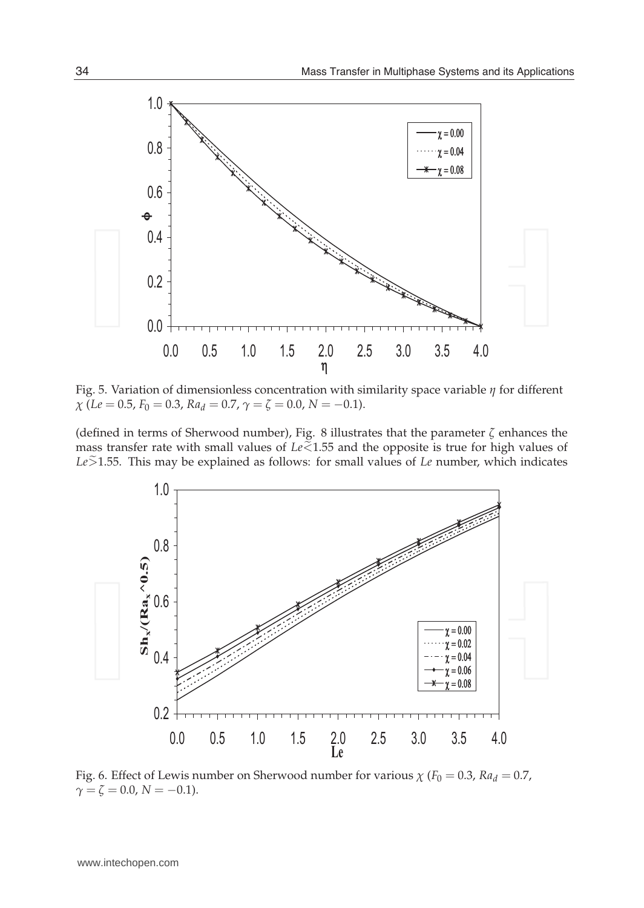Fig. 5. Variation of dimensionless concentration with similarity space variable $\eta$ for different $\chi$ ($Le = 0.5$, $F_0 = 0.3$, $Ra_d = 0.7$, $\gamma = \zeta = 0.0$, $N = -0.1$).

(defined in terms of Sherwood number), Fig. 8 illustrates that the parameter $\zeta$ enhances the mass transfer rate with small values of $Le \lesssim 1.55$ and the opposite is true for high values of $Le \gtrsim 1.55$. This may be explained as follows: for small values of $Le$ number, which indicates

Fig. 6. Effect of Lewis number on Sherwood number for various $\chi$ ($F_0 = 0.3$, $Ra_d = 0.7$, $\gamma = \zeta = 0.0$, $N = -0.1$).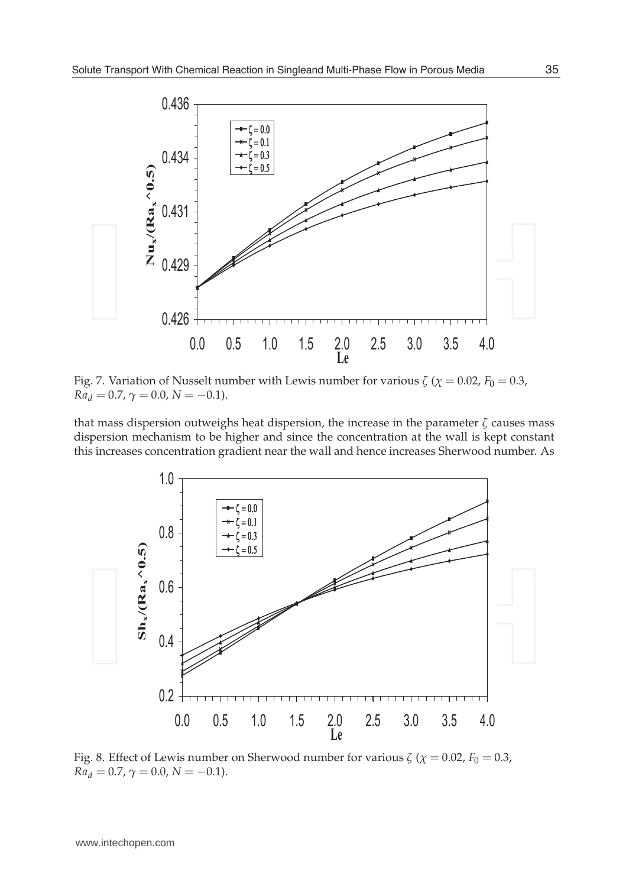Fig. 7. Variation of Nusselt number with Lewis number for various $\zeta$ ($\chi = 0.02$, $F_0 = 0.3$, $Ra_d = 0.7$, $\gamma = 0.0$, $N = -0.1$).

that mass dispersion outweighs heat dispersion, the increase in the parameter $\zeta$ causes mass dispersion mechanism to be higher and since the concentration at the wall is kept constant this increases concentration gradient near the wall and hence increases Sherwood number. As

Fig. 8. Effect of Lewis number on Sherwood number for various $\zeta$ ($\chi = 0.02$, $F_0 = 0.3$, $Ra_d = 0.7$, $\gamma = 0.0$, $N = -0.1$).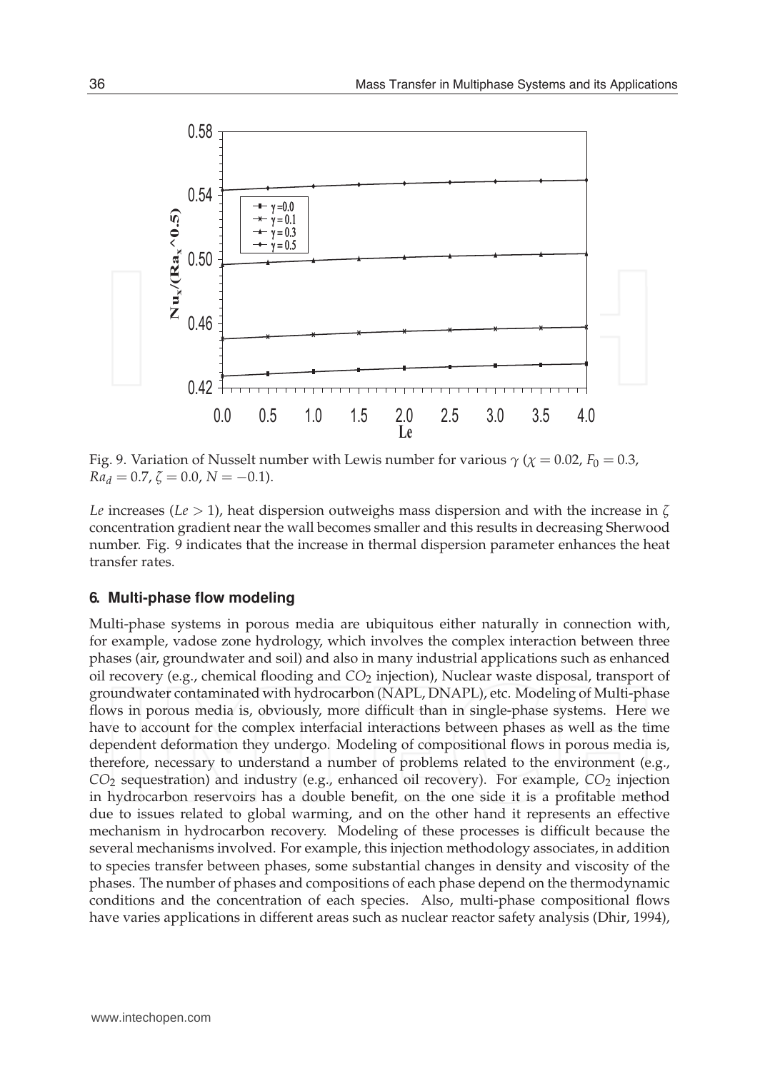Fig. 9. Variation of Nusselt number with Lewis number for various $\gamma$ ($\chi = 0.02$, $F_0 = 0.3$, $Ra_d = 0.7$, $\zeta = 0.0$, $N = -0.1$).

*Le* increases ($Le > 1$), heat dispersion outweighs mass dispersion and with the increase in $\zeta$ concentration gradient near the wall becomes smaller and this results in decreasing Sherwood number. Fig. 9 indicates that the increase in thermal dispersion parameter enhances the heat transfer rates.

## 6. Multi-phase flow modeling

Multi-phase systems in porous media are ubiquitous either naturally in connection with, for example, vadose zone hydrology, which involves the complex interaction between three phases (air, groundwater and soil) and also in many industrial applications such as enhanced oil recovery (e.g., chemical flooding and $CO_2$ injection), Nuclear waste disposal, transport of groundwater contaminated with hydrocarbon (NAPL, DNAPL), etc. Modeling of Multi-phase flows in porous media is, obviously, more difficult than in single-phase systems. Here we have to account for the complex interfacial interactions between phases as well as the time dependent deformation they undergo. Modeling of compositional flows in porous media is, therefore, necessary to understand a number of problems related to the environment (e.g., $CO_2$ sequestration) and industry (e.g., enhanced oil recovery). For example, $CO_2$ injection in hydrocarbon reservoirs has a double benefit, on the one side it is a profitable method due to issues related to global warming, and on the other hand it represents an effective mechanism in hydrocarbon recovery. Modeling of these processes is difficult because the several mechanisms involved. For example, this injection methodology associates, in addition to species transfer between phases, some substantial changes in density and viscosity of the phases. The number of phases and compositions of each phase depend on the thermodynamic conditions and the concentration of each species. Also, multi-phase compositional flows have varies applications in different areas such as nuclear reactor safety analysis (Dhir, 1994),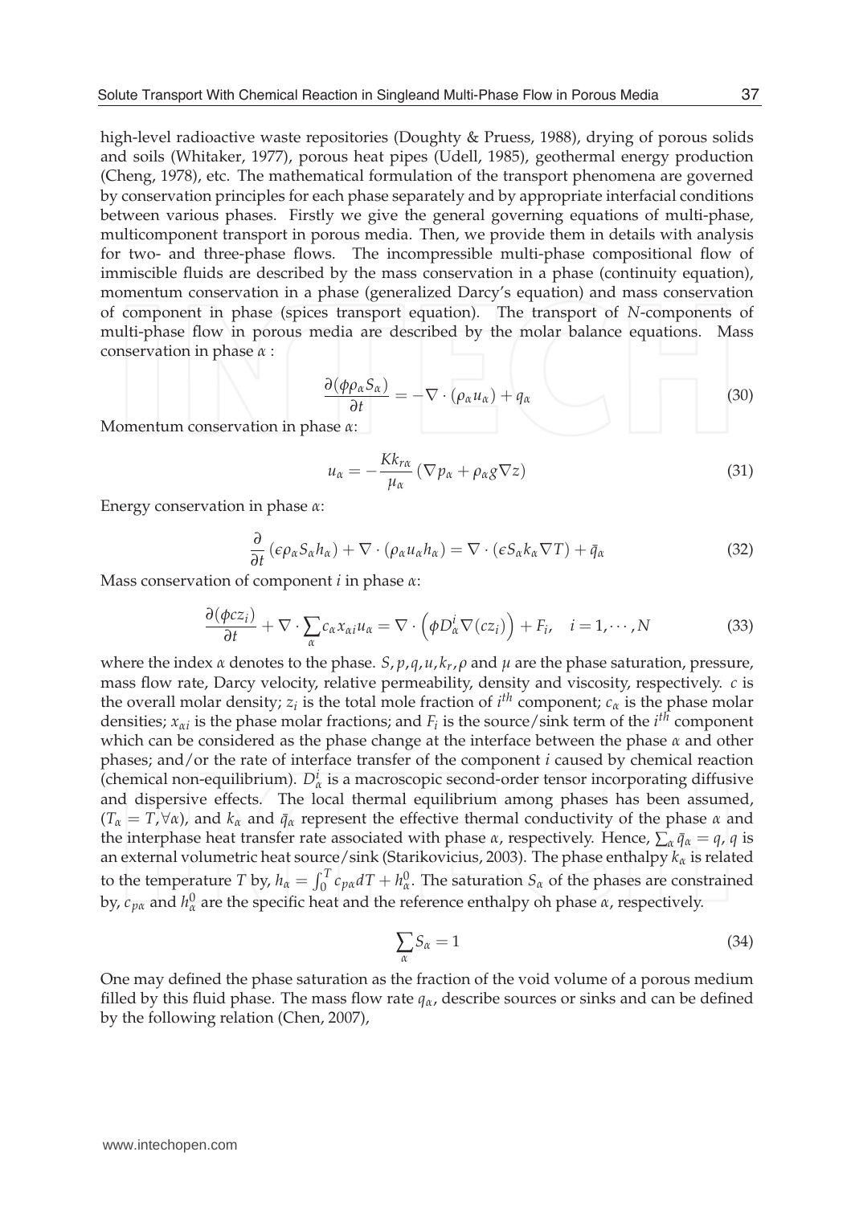high-level radioactive waste repositories (Doughty & Pruess, 1988), drying of porous solids and soils (Whitaker, 1977), porous heat pipes (Udell, 1985), geothermal energy production (Cheng, 1978), etc. The mathematical formulation of the transport phenomena are governed by conservation principles for each phase separately and by appropriate interfacial conditions between various phases. Firstly we give the general governing equations of multi-phase, multicomponent transport in porous media. Then, we provide them in details with analysis for two- and three-phase flows. The incompressible multi-phase compositional flow of immiscible fluids are described by the mass conservation in a phase (continuity equation), momentum conservation in a phase (generalized Darcy's equation) and mass conservation of component in phase (spices transport equation). The transport of $N$-components of multi-phase flow in porous media are described by the molar balance equations. Mass conservation in phase $\alpha$ :

$$\frac{\partial(\phi \rho_\alpha S_\alpha)}{\partial t} = -\nabla \cdot (\rho_\alpha u_\alpha) + q_\alpha \tag{30}$$

Momentum conservation in phase $\alpha$:

$$u_\alpha = -\frac{K k_{r\alpha}}{\mu_\alpha} \left( \nabla p_\alpha + \rho_\alpha g \nabla z \right) \tag{31}$$

Energy conservation in phase $\alpha$:

$$\frac{\partial}{\partial t} \left( \epsilon \rho_\alpha S_\alpha h_\alpha \right) + \nabla \cdot \left( \rho_\alpha u_\alpha h_\alpha \right) = \nabla \cdot \left( \epsilon S_\alpha k_\alpha \nabla T \right) + \bar{q}_\alpha \tag{32}$$

Mass conservation of component $i$ in phase $\alpha$:

$$\frac{\partial(\phi c z_i)}{\partial t} + \nabla \cdot \sum_\alpha c_\alpha x_{\alpha i} u_\alpha = \nabla \cdot \left( \phi D_\alpha^i \nabla (c z_i) \right) + F_i, \quad i = 1, \cdots, N \tag{33}$$

where the index $\alpha$ denotes to the phase. $S, p, q, u, k_r, \rho$ and $\mu$ are the phase saturation, pressure, mass flow rate, Darcy velocity, relative permeability, density and viscosity, respectively. $c$ is the overall molar density; $z_i$ is the total mole fraction of $i^{th}$ component; $c_\alpha$ is the phase molar densities; $x_{\alpha i}$ is the phase molar fractions; and $F_i$ is the source/sink term of the $i^{th}$ component which can be considered as the phase change at the interface between the phase $\alpha$ and other phases; and/or the rate of interface transfer of the component $i$ caused by chemical reaction (chemical non-equilibrium). $D_\alpha^i$ is a macroscopic second-order tensor incorporating diffusive and dispersive effects. The local thermal equilibrium among phases has been assumed, ($T_\alpha = T, \forall \alpha$), and $k_\alpha$ and $\bar{q}_\alpha$ represent the effective thermal conductivity of the phase $\alpha$ and the interphase heat transfer rate associated with phase $\alpha$, respectively. Hence, $\sum_\alpha \bar{q}_\alpha = q$, $q$ is an external volumetric heat source/sink (Starikovicius, 2003). The phase enthalpy $k_\alpha$ is related to the temperature $T$ by, $h_\alpha = \int_0^T c_{p\alpha} dT + h_\alpha^0$. The saturation $S_\alpha$ of the phases are constrained by, $c_{p\alpha}$ and $h_\alpha^0$ are the specific heat and the reference enthalpy oh phase $\alpha$, respectively.

$$\sum_\alpha S_\alpha = 1 \tag{34}$$

One may defined the phase saturation as the fraction of the void volume of a porous medium filled by this fluid phase. The mass flow rate $q_\alpha$, describe sources or sinks and can be defined by the following relation (Chen, 2007),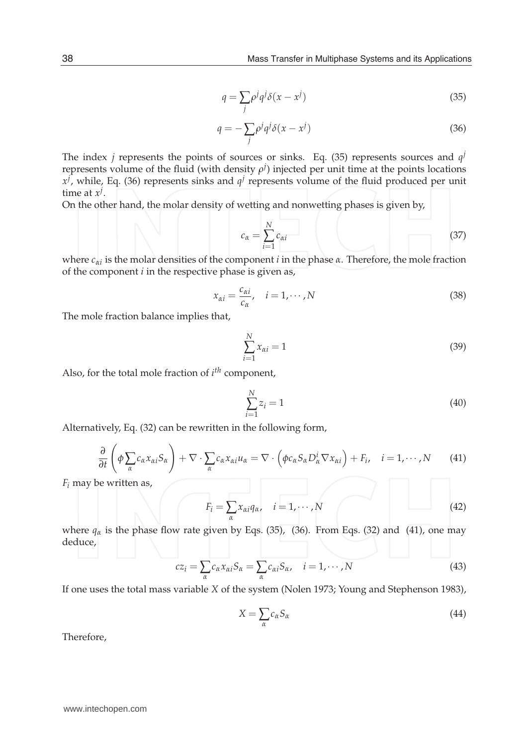$$q = \sum_j \rho^j q^j \delta(x - x^j) \tag{35}$$

$$q = -\sum_j \rho^j q^j \delta(x - x^j) \tag{36}$$

The index $j$ represents the points of sources or sinks. Eq. (35) represents sources and $q^j$ represents volume of the fluid (with density $\rho^j$) injected per unit time at the points locations $x^j$, while, Eq. (36) represents sinks and $q^j$ represents volume of the fluid produced per unit time at $x^j$.

On the other hand, the molar density of wetting and nonwetting phases is given by,

$$c_\alpha = \sum_{i=1}^{N} c_{\alpha i} \tag{37}$$

where $c_{\alpha i}$ is the molar densities of the component $i$ in the phase $\alpha$. Therefore, the mole fraction of the component $i$ in the respective phase is given as,

$$x_{\alpha i} = \frac{c_{\alpha i}}{c_\alpha}, \quad i = 1, \cdots, N \tag{38}$$

The mole fraction balance implies that,

$$\sum_{i=1}^{N} x_{\alpha i} = 1 \tag{39}$$

Also, for the total mole fraction of $i^{th}$ component,

$$\sum_{i=1}^{N} z_i = 1 \tag{40}$$

Alternatively, Eq. (32) can be rewritten in the following form,

$$\frac{\partial}{\partial t}\left(\phi \sum_\alpha c_\alpha x_{\alpha i} S_\alpha\right) + \nabla \cdot \sum_\alpha c_\alpha x_{\alpha i} u_\alpha = \nabla \cdot \left(\phi c_\alpha S_\alpha D_\alpha^i \nabla x_{\alpha i}\right) + F_i, \quad i = 1, \cdots, N \tag{41}$$

$F_i$ may be written as,

$$F_i = \sum_\alpha x_{\alpha i} q_\alpha, \quad i = 1, \cdots, N \tag{42}$$

where $q_\alpha$ is the phase flow rate given by Eqs. (35), (36). From Eqs. (32) and (41), one may deduce,

$$c z_i = \sum_\alpha c_\alpha x_{\alpha i} S_\alpha = \sum_\alpha c_{\alpha i} S_\alpha, \quad i = 1, \cdots, N \tag{43}$$

If one uses the total mass variable $X$ of the system (Nolen 1973; Young and Stephenson 1983),

$$X = \sum_\alpha c_\alpha S_\alpha \tag{44}$$

Therefore,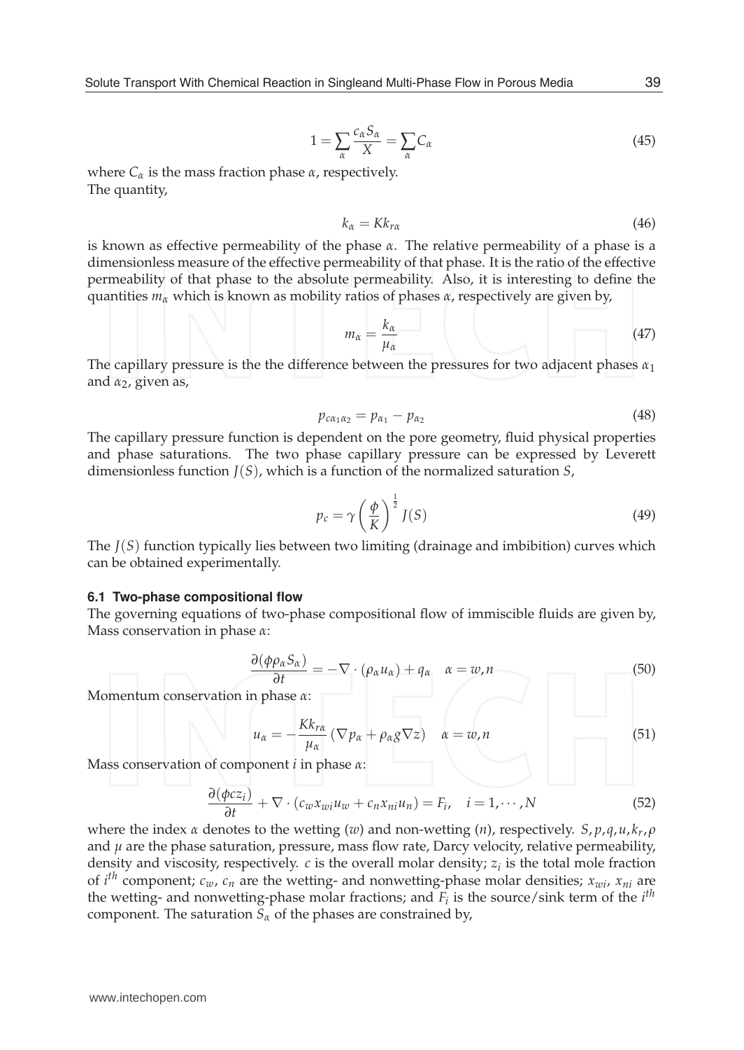$$1 = \sum_{\alpha} \frac{c_\alpha S_\alpha}{X} = \sum_{\alpha} C_\alpha \tag{45}$$

where $C_\alpha$ is the mass fraction phase $\alpha$, respectively.
The quantity,

$$k_\alpha = K k_{r\alpha} \tag{46}$$

is known as effective permeability of the phase $\alpha$. The relative permeability of a phase is a dimensionless measure of the effective permeability of that phase. It is the ratio of the effective permeability of that phase to the absolute permeability. Also, it is interesting to define the quantities $m_\alpha$ which is known as mobility ratios of phases $\alpha$, respectively are given by,

$$m_\alpha = \frac{k_\alpha}{\mu_\alpha} \tag{47}$$

The capillary pressure is the the difference between the pressures for two adjacent phases $\alpha_1$ and $\alpha_2$, given as,

$$p_{c\alpha_1\alpha_2} = p_{\alpha_1} - p_{\alpha_2} \tag{48}$$

The capillary pressure function is dependent on the pore geometry, fluid physical properties and phase saturations. The two phase capillary pressure can be expressed by Leverett dimensionless function $J(S)$, which is a function of the normalized saturation $S$,

$$p_c = \gamma \left( \frac{\phi}{K} \right)^{\frac{1}{2}} J(S) \tag{49}$$

The $J(S)$ function typically lies between two limiting (drainage and imbibition) curves which can be obtained experimentally.

### 6.1 Two-phase compositional flow

The governing equations of two-phase compositional flow of immiscible fluids are given by,
Mass conservation in phase $\alpha$:

$$\frac{\partial(\phi \rho_\alpha S_\alpha)}{\partial t} = -\nabla \cdot (\rho_\alpha u_\alpha) + q_\alpha \quad \alpha = w, n \tag{50}$$

Momentum conservation in phase $\alpha$:

$$u_\alpha = -\frac{K k_{r\alpha}}{\mu_\alpha} \left( \nabla p_\alpha + \rho_\alpha g \nabla z \right) \quad \alpha = w, n \tag{51}$$

Mass conservation of component $i$ in phase $\alpha$:

$$\frac{\partial(\phi c z_i)}{\partial t} + \nabla \cdot (c_w x_{wi} u_w + c_n x_{ni} u_n) = F_i, \quad i = 1, \cdots, N \tag{52}$$

where the index $\alpha$ denotes to the wetting ($w$) and non-wetting ($n$), respectively. $S, p, q, u, k_r, \rho$ and $\mu$ are the phase saturation, pressure, mass flow rate, Darcy velocity, relative permeability, density and viscosity, respectively. $c$ is the overall molar density; $z_i$ is the total mole fraction of $i^{th}$ component; $c_w$, $c_n$ are the wetting- and nonwetting-phase molar densities; $x_{wi}$, $x_{ni}$ are the wetting- and nonwetting-phase molar fractions; and $F_i$ is the source/sink term of the $i^{th}$ component. The saturation $S_\alpha$ of the phases are constrained by,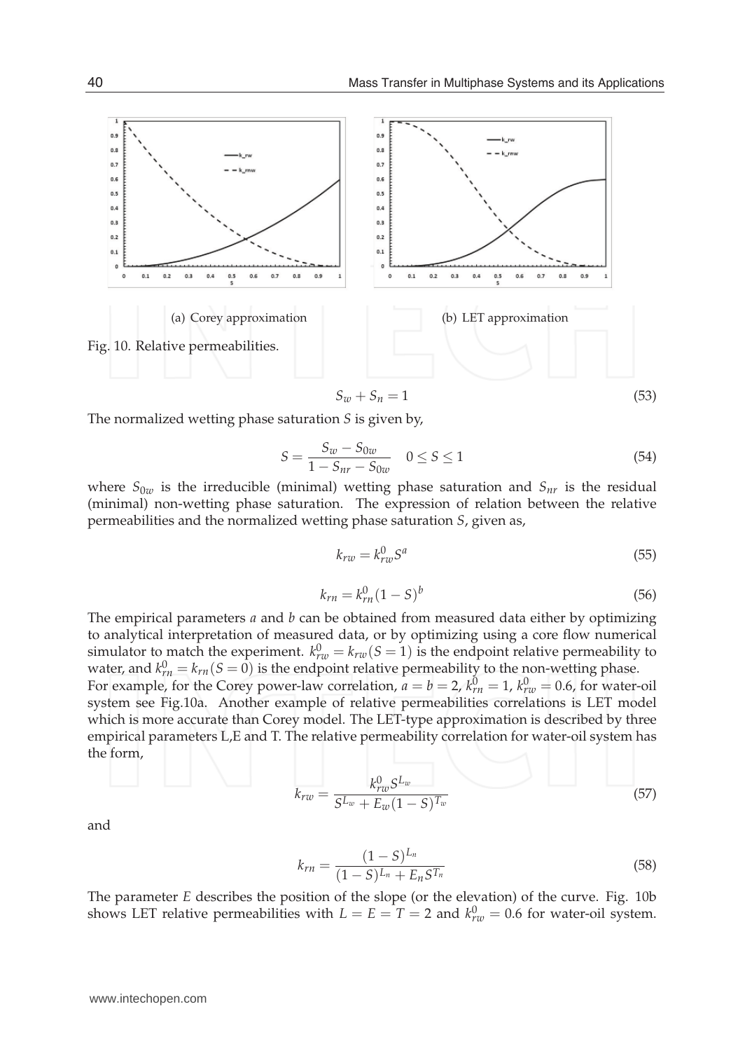(a) Corey approximation

(b) LET approximation

Fig. 10. Relative permeabilities.

$$S_w + S_n = 1 \tag{53}$$

The normalized wetting phase saturation $S$ is given by,

$$S = \frac{S_w - S_{0w}}{1 - S_{nr} - S_{0w}} \quad 0 \le S \le 1 \tag{54}$$

where $S_{0w}$ is the irreducible (minimal) wetting phase saturation and $S_{nr}$ is the residual (minimal) non-wetting phase saturation. The expression of relation between the relative permeabilities and the normalized wetting phase saturation $S$, given as,

$$k_{rw} = k^0_{rw} S^a \tag{55}$$

$$k_{rn} = k^0_{rn}(1 - S)^b \tag{56}$$

The empirical parameters $a$ and $b$ can be obtained from measured data either by optimizing to analytical interpretation of measured data, or by optimizing using a core flow numerical simulator to match the experiment. $k^0_{rw} = k_{rw}(S = 1)$ is the endpoint relative permeability to water, and $k^0_{rn} = k_{rn}(S = 0)$ is the endpoint relative permeability to the non-wetting phase. For example, for the Corey power-law correlation, $a = b = 2$, $k^0_{rn} = 1$, $k^0_{rw} = 0.6$, for water-oil system see Fig.10a. Another example of relative permeabilities correlations is LET model which is more accurate than Corey model. The LET-type approximation is described by three empirical parameters L,E and T. The relative permeability correlation for water-oil system has the form,

$$k_{rw} = \frac{k^0_{rw} S^{L_w}}{S^{L_w} + E_w(1 - S)^{T_w}} \tag{57}$$

and

$$k_{rn} = \frac{(1 - S)^{L_n}}{(1 - S)^{L_n} + E_n S^{T_n}} \tag{58}$$

The parameter $E$ describes the position of the slope (or the elevation) of the curve. Fig. 10b shows LET relative permeabilities with $L = E = T = 2$ and $k^0_{rw} = 0.6$ for water-oil system.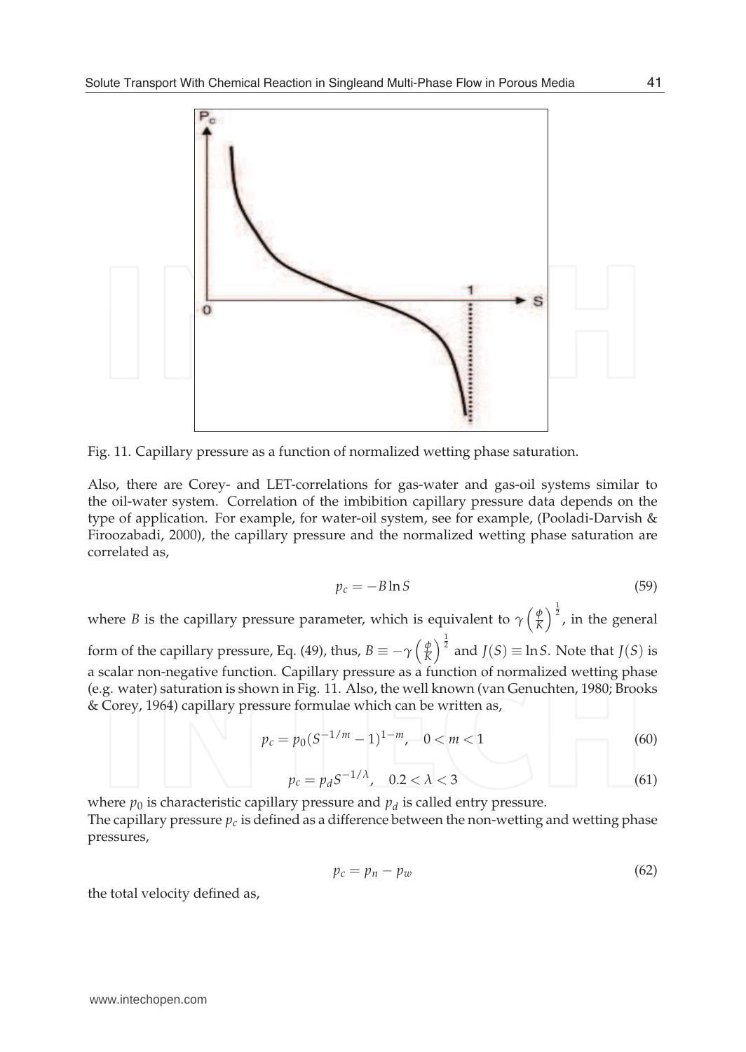Fig. 11. Capillary pressure as a function of normalized wetting phase saturation.

Also, there are Corey- and LET-correlations for gas-water and gas-oil systems similar to the oil-water system. Correlation of the imbibition capillary pressure data depends on the type of application. For example, for water-oil system, see for example, (Pooladi-Darvish & Firoozabadi, 2000), the capillary pressure and the normalized wetting phase saturation are correlated as,

$$p_c = -B \ln S \tag{59}$$

where $B$ is the capillary pressure parameter, which is equivalent to $\gamma \left(\frac{\phi}{K}\right)^{\frac{1}{2}}$, in the general form of the capillary pressure, Eq. (49), thus, $B \equiv -\gamma \left(\frac{\phi}{K}\right)^{\frac{1}{2}}$ and $J(S) \equiv \ln S$. Note that $J(S)$ is a scalar non-negative function. Capillary pressure as a function of normalized wetting phase (e.g. water) saturation is shown in Fig. 11. Also, the well known (van Genuchten, 1980; Brooks & Corey, 1964) capillary pressure formulae which can be written as,

$$p_c = p_0(S^{-1/m} - 1)^{1-m}, \quad 0 < m < 1 \tag{60}$$

$$p_c = p_d S^{-1/\lambda}, \quad 0.2 < \lambda < 3 \tag{61}$$

where $p_0$ is characteristic capillary pressure and $p_d$ is called entry pressure.

The capillary pressure $p_c$ is defined as a difference between the non-wetting and wetting phase pressures,

$$p_c = p_n - p_w \tag{62}$$

the total velocity defined as,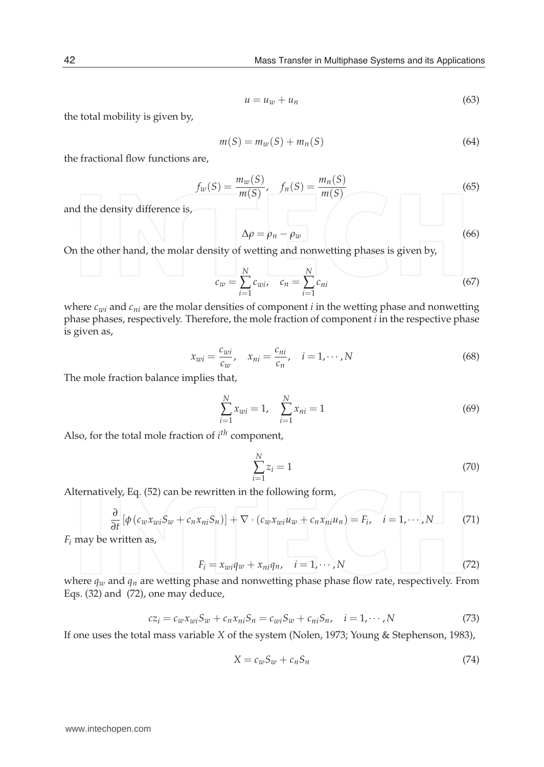$$u = u_w + u_n \tag{63}$$

the total mobility is given by,

$$m(S) = m_w(S) + m_n(S) \tag{64}$$

the fractional flow functions are,

$$f_w(S) = \frac{m_w(S)}{m(S)}, \quad f_n(S) = \frac{m_n(S)}{m(S)} \tag{65}$$

and the density difference is,

$$\Delta\rho = \rho_n - \rho_w \tag{66}$$

On the other hand, the molar density of wetting and nonwetting phases is given by,

$$c_w = \sum_{i=1}^{N} c_{wi}, \quad c_n = \sum_{i=1}^{N} c_{ni} \tag{67}$$

where $c_{wi}$ and $c_{ni}$ are the molar densities of component $i$ in the wetting phase and nonwetting phase phases, respectively. Therefore, the mole fraction of component $i$ in the respective phase is given as,

$$x_{wi} = \frac{c_{wi}}{c_w}, \quad x_{ni} = \frac{c_{ni}}{c_n}, \quad i = 1, \cdots, N \tag{68}$$

The mole fraction balance implies that,

$$\sum_{i=1}^{N} x_{wi} = 1, \quad \sum_{i=1}^{N} x_{ni} = 1 \tag{69}$$

Also, for the total mole fraction of $i^{th}$ component,

$$\sum_{i=1}^{N} z_i = 1 \tag{70}$$

Alternatively, Eq. (52) can be rewritten in the following form,

$$\frac{\partial}{\partial t}\left[\phi\left(c_w x_{wi} S_w + c_n x_{ni} S_n\right)\right] + \nabla \cdot \left(c_w x_{wi} u_w + c_n x_{ni} u_n\right) = F_i, \quad i = 1, \cdots, N \tag{71}$$

$F_i$ may be written as,

$$F_i = x_{wi} q_w + x_{ni} q_n, \quad i = 1, \cdots, N \tag{72}$$

where $q_w$ and $q_n$ are wetting phase and nonwetting phase phase flow rate, respectively. From Eqs. (32) and (72), one may deduce,

$$c z_i = c_w x_{wi} S_w + c_n x_{ni} S_n = c_{wi} S_w + c_{ni} S_n, \quad i = 1, \cdots, N \tag{73}$$

If one uses the total mass variable $X$ of the system (Nolen, 1973; Young & Stephenson, 1983),

$$X = c_w S_w + c_n S_n \tag{74}$$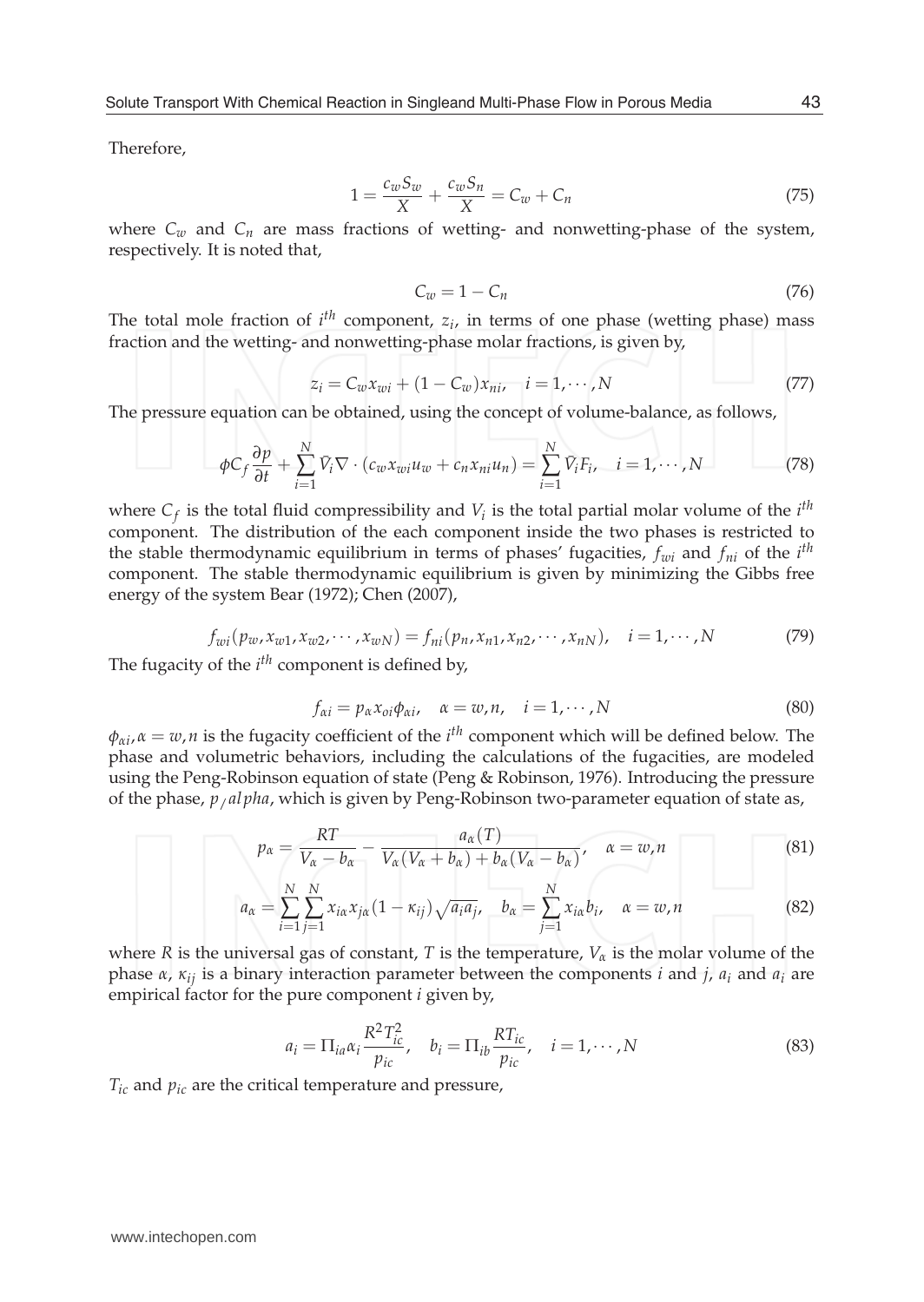Therefore,

$$1 = \frac{c_w S_w}{X} + \frac{c_w S_n}{X} = C_w + C_n \tag{75}$$

where $C_w$ and $C_n$ are mass fractions of wetting- and nonwetting-phase of the system, respectively. It is noted that,

$$C_w = 1 - C_n \tag{76}$$

The total mole fraction of $i^{th}$ component, $z_i$, in terms of one phase (wetting phase) mass fraction and the wetting- and nonwetting-phase molar fractions, is given by,

$$z_i = C_w x_{wi} + (1 - C_w) x_{ni}, \quad i = 1, \cdots, N \tag{77}$$

The pressure equation can be obtained, using the concept of volume-balance, as follows,

$$\phi C_f \frac{\partial p}{\partial t} + \sum_{i=1}^{N} \bar{V}_i \nabla \cdot (c_w x_{wi} u_w + c_n x_{ni} u_n) = \sum_{i=1}^{N} \bar{V}_i F_i, \quad i = 1, \cdots, N \tag{78}$$

where $C_f$ is the total fluid compressibility and $V_i$ is the total partial molar volume of the $i^{th}$ component. The distribution of the each component inside the two phases is restricted to the stable thermodynamic equilibrium in terms of phases' fugacities, $f_{wi}$ and $f_{ni}$ of the $i^{th}$ component. The stable thermodynamic equilibrium is given by minimizing the Gibbs free energy of the system Bear (1972); Chen (2007),

$$f_{wi}(p_w, x_{w1}, x_{w2}, \cdots, x_{wN}) = f_{ni}(p_n, x_{n1}, x_{n2}, \cdots, x_{nN}), \quad i = 1, \cdots, N \tag{79}$$

The fugacity of the $i^{th}$ component is defined by,

$$f_{\alpha i} = p_\alpha x_{oi} \phi_{\alpha i}, \quad \alpha = w, n, \quad i = 1, \cdots, N \tag{80}$$

$\phi_{\alpha i}, \alpha = w, n$ is the fugacity coefficient of the $i^{th}$ component which will be defined below. The phase and volumetric behaviors, including the calculations of the fugacities, are modeled using the Peng-Robinson equation of state (Peng & Robinson, 1976). Introducing the pressure of the phase, $p_/alpha$, which is given by Peng-Robinson two-parameter equation of state as,

$$p_\alpha = \frac{RT}{V_\alpha - b_\alpha} - \frac{a_\alpha(T)}{V_\alpha(V_\alpha + b_\alpha) + b_\alpha(V_\alpha - b_\alpha)}, \quad \alpha = w, n \tag{81}$$

$$a_\alpha = \sum_{i=1}^{N} \sum_{j=1}^{N} x_{i\alpha} x_{j\alpha} (1 - \kappa_{ij}) \sqrt{a_i a_j}, \quad b_\alpha = \sum_{j=1}^{N} x_{i\alpha} b_i, \quad \alpha = w, n \tag{82}$$

where $R$ is the universal gas of constant, $T$ is the temperature, $V_\alpha$ is the molar volume of the phase $\alpha$, $\kappa_{ij}$ is a binary interaction parameter between the components $i$ and $j$, $a_i$ and $a_i$ are empirical factor for the pure component $i$ given by,

$$a_i = \Pi_{ia} \alpha_i \frac{R^2 T_{ic}^2}{p_{ic}}, \quad b_i = \Pi_{ib} \frac{R T_{ic}}{p_{ic}}, \quad i = 1, \cdots, N \tag{83}$$

$T_{ic}$ and $p_{ic}$ are the critical temperature and pressure,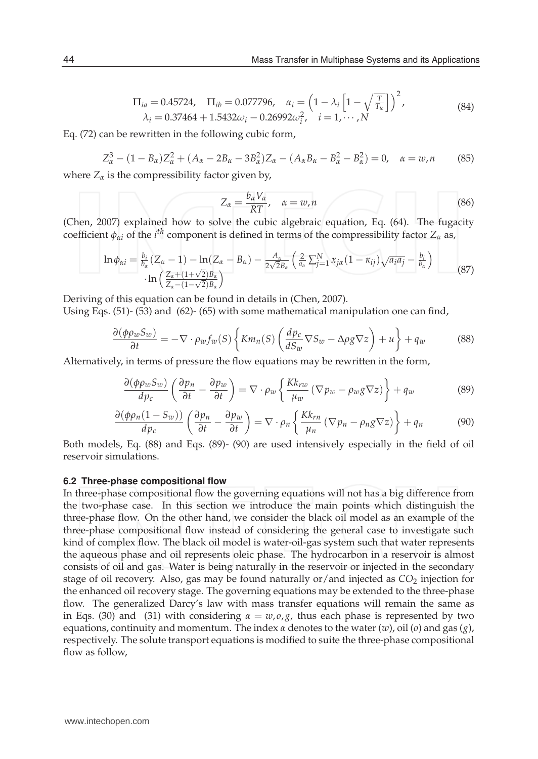$$\Pi_{ia} = 0.45724, \quad \Pi_{ib} = 0.077796, \quad \alpha_i = \left(1 - \lambda_i \left[1 - \sqrt{\frac{T}{T_{ic}}}\right]\right)^2, \qquad (84)$$
$$\lambda_i = 0.37464 + 1.5432\omega_i - 0.26992\omega_i^2, \quad i = 1, \cdots, N$$

Eq. (72) can be rewritten in the following cubic form,

$$Z_\alpha^3 - (1 - B_\alpha)Z_\alpha^2 + (A_\alpha - 2B_\alpha - 3B_\alpha^2)Z_\alpha - (A_\alpha B_\alpha - B_\alpha^2 - B_\alpha^2) = 0, \quad \alpha = w, n \qquad (85)$$

where $Z_\alpha$ is the compressibility factor given by,

$$Z_\alpha = \frac{b_\alpha V_\alpha}{RT}, \quad \alpha = w, n \qquad (86)$$

(Chen, 2007) explained how to solve the cubic algebraic equation, Eq. (64). The fugacity coefficient $\phi_{\alpha i}$ of the $i^{th}$ component is defined in terms of the compressibility factor $Z_\alpha$ as,

$$\ln \phi_{\alpha i} = \frac{b_i}{b_\alpha}(Z_\alpha - 1) - \ln(Z_\alpha - B_\alpha) - \frac{A_\alpha}{2\sqrt{2}B_\alpha}\left(\frac{2}{a_\alpha}\sum_{j=1}^{N} x_{j\alpha}(1 - \kappa_{ij})\sqrt{a_i a_j} - \frac{b_i}{b_\alpha}\right) \cdot \ln\left(\frac{Z_\alpha + (1+\sqrt{2})B_\alpha}{Z_\alpha - (1-\sqrt{2})B_\alpha}\right) \qquad (87)$$

Deriving of this equation can be found in details in (Chen, 2007).
Using Eqs. (51)- (53) and (62)- (65) with some mathematical manipulation one can find,

$$\frac{\partial(\phi\rho_w S_w)}{\partial t} = -\nabla \cdot \rho_w f_w(S)\left\{Km_n(S)\left(\frac{dp_c}{dS_w}\nabla S_w - \Delta\rho g \nabla z\right) + u\right\} + q_w \qquad (88)$$

Alternatively, in terms of pressure the flow equations may be rewritten in the form,

$$\frac{\partial(\phi\rho_w S_w)}{dp_c}\left(\frac{\partial p_n}{\partial t} - \frac{\partial p_w}{\partial t}\right) = \nabla \cdot \rho_w \left\{\frac{Kk_{rw}}{\mu_w}(\nabla p_w - \rho_w g \nabla z)\right\} + q_w \qquad (89)$$

$$\frac{\partial(\phi\rho_n(1 - S_w))}{dp_c}\left(\frac{\partial p_n}{\partial t} - \frac{\partial p_w}{\partial t}\right) = \nabla \cdot \rho_n \left\{\frac{Kk_{rn}}{\mu_n}(\nabla p_n - \rho_n g \nabla z)\right\} + q_n \qquad (90)$$

Both models, Eq. (88) and Eqs. (89)- (90) are used intensively especially in the field of oil reservoir simulations.

### 6.2 Three-phase compositional flow

In three-phase compositional flow the governing equations will not has a big difference from the two-phase case. In this section we introduce the main points which distinguish the three-phase flow. On the other hand, we consider the black oil model as an example of the three-phase compositional flow instead of considering the general case to investigate such kind of complex flow. The black oil model is water-oil-gas system such that water represents the aqueous phase and oil represents oleic phase. The hydrocarbon in a reservoir is almost consists of oil and gas. Water is being naturally in the reservoir or injected in the secondary stage of oil recovery. Also, gas may be found naturally or/and injected as $CO_2$ injection for the enhanced oil recovery stage. The governing equations may be extended to the three-phase flow. The generalized Darcy's law with mass transfer equations will remain the same as in Eqs. (30) and (31) with considering $\alpha = w, o, g$, thus each phase is represented by two equations, continuity and momentum. The index $\alpha$ denotes to the water ($w$), oil ($o$) and gas ($g$), respectively. The solute transport equations is modified to suite the three-phase compositional flow as follow,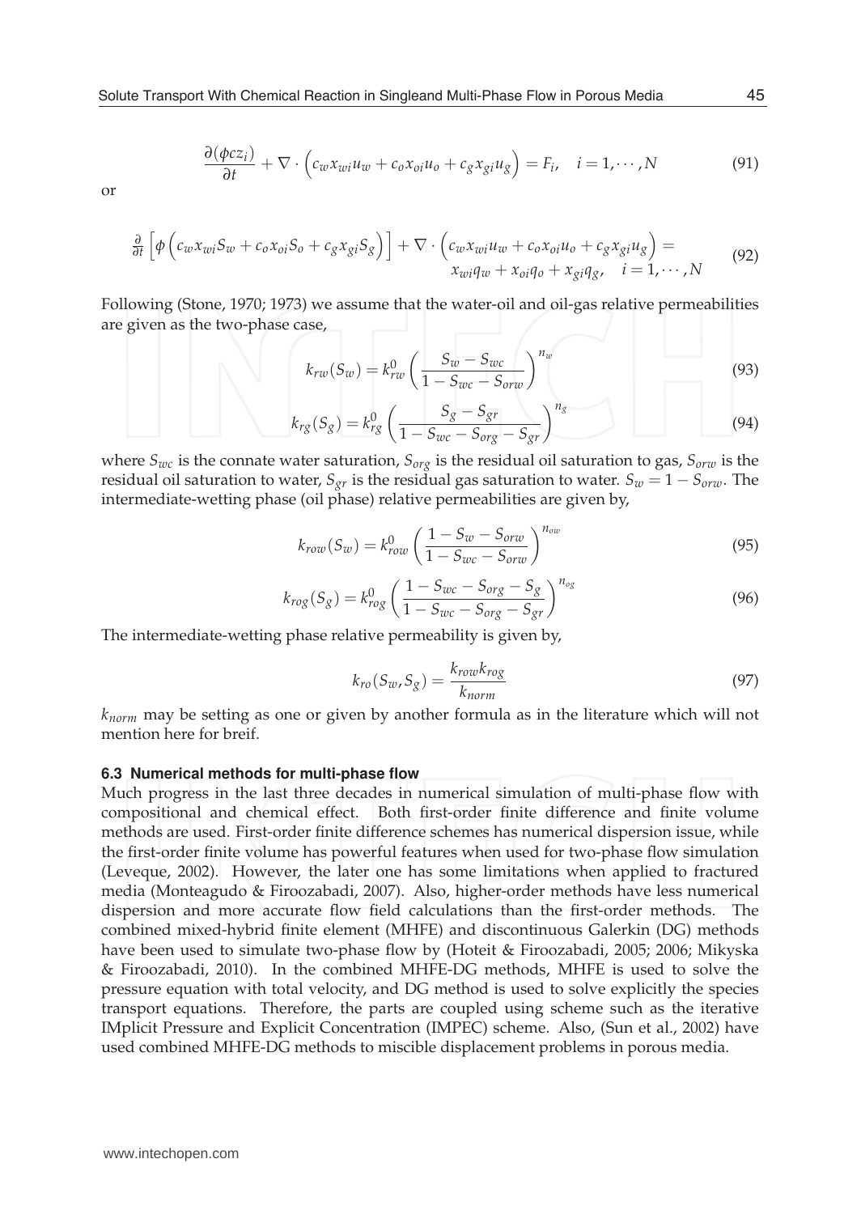$$\frac{\partial(\phi c z_i)}{\partial t} + \nabla \cdot \left( c_w x_{wi} u_w + c_o x_{oi} u_o + c_g x_{gi} u_g \right) = F_i, \quad i = 1, \cdots, N \tag{91}$$

or

$$\frac{\partial}{\partial t}\left[ \phi \left( c_w x_{wi} S_w + c_o x_{oi} S_o + c_g x_{gi} S_g \right) \right] + \nabla \cdot \left( c_w x_{wi} u_w + c_o x_{oi} u_o + c_g x_{gi} u_g \right) = x_{wi} q_w + x_{oi} q_o + x_{gi} q_g, \quad i = 1, \cdots, N \tag{92}$$

Following (Stone, 1970; 1973) we assume that the water-oil and oil-gas relative permeabilities are given as the two-phase case,

$$k_{rw}(S_w) = k_{rw}^0 \left( \frac{S_w - S_{wc}}{1 - S_{wc} - S_{orw}} \right)^{n_w} \tag{93}$$

$$k_{rg}(S_g) = k_{rg}^0 \left( \frac{S_g - S_{gr}}{1 - S_{wc} - S_{org} - S_{gr}} \right)^{n_g} \tag{94}$$

where $S_{wc}$ is the connate water saturation, $S_{org}$ is the residual oil saturation to gas, $S_{orw}$ is the residual oil saturation to water, $S_{gr}$ is the residual gas saturation to water. $S_w = 1 - S_{orw}$. The intermediate-wetting phase (oil phase) relative permeabilities are given by,

$$k_{row}(S_w) = k_{row}^0 \left( \frac{1 - S_w - S_{orw}}{1 - S_{wc} - S_{orw}} \right)^{n_{ow}} \tag{95}$$

$$k_{rog}(S_g) = k_{rog}^0 \left( \frac{1 - S_{wc} - S_{org} - S_g}{1 - S_{wc} - S_{org} - S_{gr}} \right)^{n_{og}} \tag{96}$$

The intermediate-wetting phase relative permeability is given by,

$$k_{ro}(S_w, S_g) = \frac{k_{row} k_{rog}}{k_{norm}} \tag{97}$$

$k_{norm}$ may be setting as one or given by another formula as in the literature which will not mention here for breif.

### 6.3 Numerical methods for multi-phase flow

Much progress in the last three decades in numerical simulation of multi-phase flow with compositional and chemical effect. Both first-order finite difference and finite volume methods are used. First-order finite difference schemes has numerical dispersion issue, while the first-order finite volume has powerful features when used for two-phase flow simulation (Leveque, 2002). However, the later one has some limitations when applied to fractured media (Monteagudo & Firoozabadi, 2007). Also, higher-order methods have less numerical dispersion and more accurate flow field calculations than the first-order methods. The combined mixed-hybrid finite element (MHFE) and discontinuous Galerkin (DG) methods have been used to simulate two-phase flow by (Hoteit & Firoozabadi, 2005; 2006; Mikyska & Firoozabadi, 2010). In the combined MHFE-DG methods, MHFE is used to solve the pressure equation with total velocity, and DG method is used to solve explicitly the species transport equations. Therefore, the parts are coupled using scheme such as the iterative IMplicit Pressure and Explicit Concentration (IMPEC) scheme. Also, (Sun et al., 2002) have used combined MHFE-DG methods to miscible displacement problems in porous media.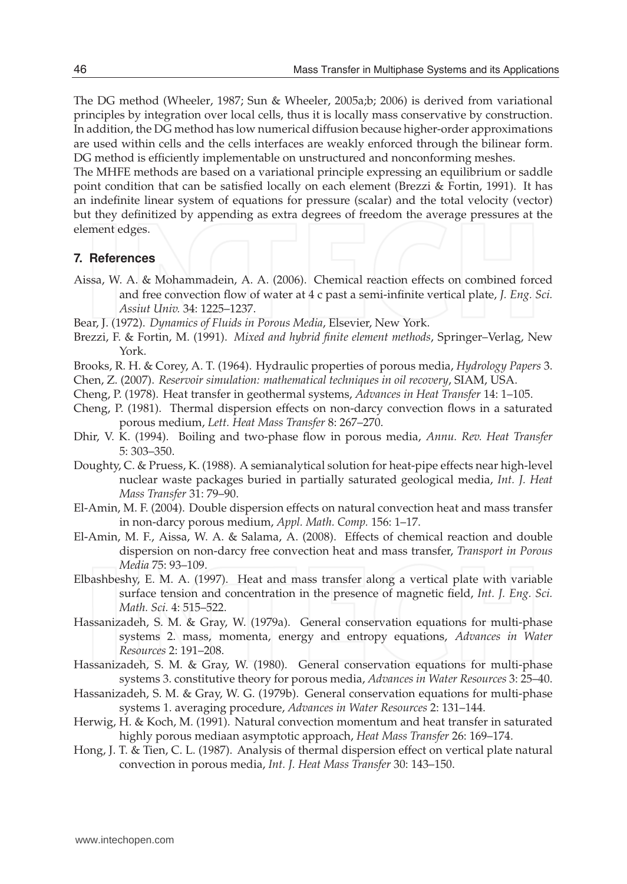The DG method (Wheeler, 1987; Sun & Wheeler, 2005a;b; 2006) is derived from variational principles by integration over local cells, thus it is locally mass conservative by construction. In addition, the DG method has low numerical diffusion because higher-order approximations are used within cells and the cells interfaces are weakly enforced through the bilinear form. DG method is efficiently implementable on unstructured and nonconforming meshes.

The MHFE methods are based on a variational principle expressing an equilibrium or saddle point condition that can be satisfied locally on each element (Brezzi & Fortin, 1991). It has an indefinite linear system of equations for pressure (scalar) and the total velocity (vector) but they definitized by appending as extra degrees of freedom the average pressures at the element edges.

## 7. References

Aissa, W. A. & Mohammadein, A. A. (2006). Chemical reaction effects on combined forced and free convection flow of water at 4 c past a semi-infinite vertical plate, *J. Eng. Sci. Assiut Univ.* 34: 1225–1237.

Bear, J. (1972). *Dynamics of Fluids in Porous Media*, Elsevier, New York.

Brezzi, F. & Fortin, M. (1991). *Mixed and hybrid finite element methods*, Springer–Verlag, New York.

Brooks, R. H. & Corey, A. T. (1964). Hydraulic properties of porous media, *Hydrology Papers* 3.

Chen, Z. (2007). *Reservoir simulation: mathematical techniques in oil recovery*, SIAM, USA.

Cheng, P. (1978). Heat transfer in geothermal systems, *Advances in Heat Transfer* 14: 1–105.

Cheng, P. (1981). Thermal dispersion effects on non-darcy convection flows in a saturated porous medium, *Lett. Heat Mass Transfer* 8: 267–270.

Dhir, V. K. (1994). Boiling and two-phase flow in porous media, *Annu. Rev. Heat Transfer* 5: 303–350.

Doughty, C. & Pruess, K. (1988). A semianalytical solution for heat-pipe effects near high-level nuclear waste packages buried in partially saturated geological media, *Int. J. Heat Mass Transfer* 31: 79–90.

El-Amin, M. F. (2004). Double dispersion effects on natural convection heat and mass transfer in non-darcy porous medium, *Appl. Math. Comp.* 156: 1–17.

El-Amin, M. F., Aissa, W. A. & Salama, A. (2008). Effects of chemical reaction and double dispersion on non-darcy free convection heat and mass transfer, *Transport in Porous Media* 75: 93–109.

Elbashbeshy, E. M. A. (1997). Heat and mass transfer along a vertical plate with variable surface tension and concentration in the presence of magnetic field, *Int. J. Eng. Sci. Math. Sci.* 4: 515–522.

Hassanizadeh, S. M. & Gray, W. (1979a). General conservation equations for multi-phase systems 2. mass, momenta, energy and entropy equations, *Advances in Water Resources* 2: 191–208.

Hassanizadeh, S. M. & Gray, W. (1980). General conservation equations for multi-phase systems 3. constitutive theory for porous media, *Advances in Water Resources* 3: 25–40.

Hassanizadeh, S. M. & Gray, W. G. (1979b). General conservation equations for multi-phase systems 1. averaging procedure, *Advances in Water Resources* 2: 131–144.

Herwig, H. & Koch, M. (1991). Natural convection momentum and heat transfer in saturated highly porous mediaan asymptotic approach, *Heat Mass Transfer* 26: 169–174.

Hong, J. T. & Tien, C. L. (1987). Analysis of thermal dispersion effect on vertical plate natural convection in porous media, *Int. J. Heat Mass Transfer* 30: 143–150.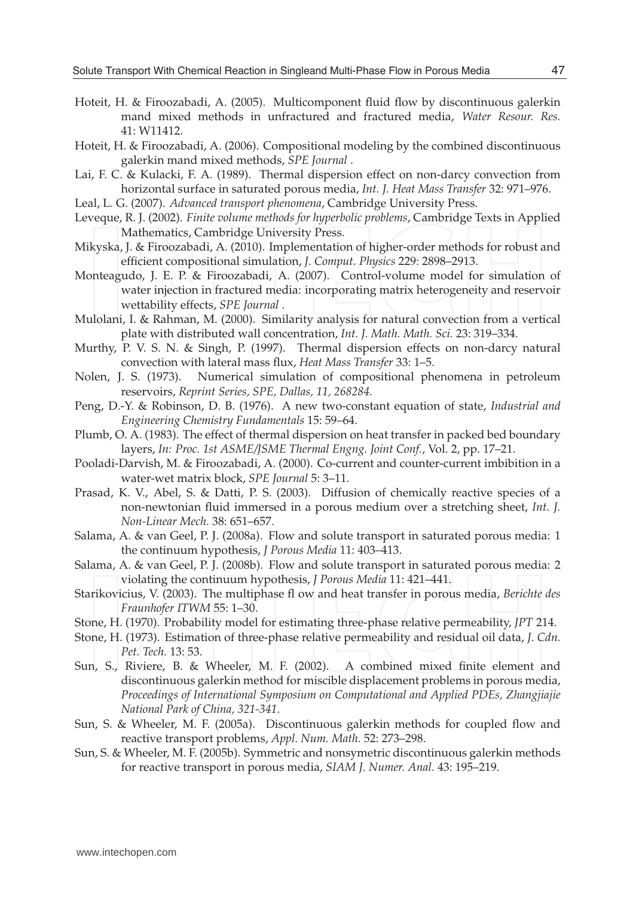Hoteit, H. & Firoozabadi, A. (2005). Multicomponent fluid flow by discontinuous galerkin mand mixed methods in unfractured and fractured media, *Water Resour. Res.* 41: W11412.

Hoteit, H. & Firoozabadi, A. (2006). Compositional modeling by the combined discontinuous galerkin mand mixed methods, *SPE Journal* .

Lai, F. C. & Kulacki, F. A. (1989). Thermal dispersion effect on non-darcy convection from horizontal surface in saturated porous media, *Int. J. Heat Mass Transfer* 32: 971–976.

Leal, L. G. (2007). *Advanced transport phenomena*, Cambridge University Press.

Leveque, R. J. (2002). *Finite volume methods for hyperbolic problems*, Cambridge Texts in Applied Mathematics, Cambridge University Press.

Mikyska, J. & Firoozabadi, A. (2010). Implementation of higher-order methods for robust and efficient compositional simulation, *J. Comput. Physics* 229: 2898–2913.

Monteagudo, J. E. P. & Firoozabadi, A. (2007). Control-volume model for simulation of water injection in fractured media: incorporating matrix heterogeneity and reservoir wettability effects, *SPE Journal* .

Mulolani, I. & Rahman, M. (2000). Similarity analysis for natural convection from a vertical plate with distributed wall concentration, *Int. J. Math. Math. Sci.* 23: 319–334.

Murthy, P. V. S. N. & Singh, P. (1997). Thermal dispersion effects on non-darcy natural convection with lateral mass flux, *Heat Mass Transfer* 33: 1–5.

Nolen, J. S. (1973). Numerical simulation of compositional phenomena in petroleum reservoirs, *Reprint Series, SPE, Dallas, 11, 268284.*

Peng, D.-Y. & Robinson, D. B. (1976). A new two-constant equation of state, *Industrial and Engineering Chemistry Fundamentals* 15: 59–64.

Plumb, O. A. (1983). The effect of thermal dispersion on heat transfer in packed bed boundary layers, *In: Proc. 1st ASME/JSME Thermal Engng. Joint Conf.*, Vol. 2, pp. 17–21.

Pooladi-Darvish, M. & Firoozabadi, A. (2000). Co-current and counter-current imbibition in a water-wet matrix block, *SPE Journal* 5: 3–11.

Prasad, K. V., Abel, S. & Datti, P. S. (2003). Diffusion of chemically reactive species of a non-newtonian fluid immersed in a porous medium over a stretching sheet, *Int. J. Non-Linear Mech.* 38: 651–657.

Salama, A. & van Geel, P. J. (2008a). Flow and solute transport in saturated porous media: 1 the continuum hypothesis, *J Porous Media* 11: 403–413.

Salama, A. & van Geel, P. J. (2008b). Flow and solute transport in saturated porous media: 2 violating the continuum hypothesis, *J Porous Media* 11: 421–441.

Starikovicius, V. (2003). The multiphase fl ow and heat transfer in porous media, *Berichte des Fraunhofer ITWM* 55: 1–30.

Stone, H. (1970). Probability model for estimating three-phase relative permeability, *JPT* 214.

Stone, H. (1973). Estimation of three-phase relative permeability and residual oil data, *J. Cdn. Pet. Tech.* 13: 53.

Sun, S., Riviere, B. & Wheeler, M. F. (2002). A combined mixed finite element and discontinuous galerkin method for miscible displacement problems in porous media, *Proceedings of International Symposium on Computational and Applied PDEs, Zhangjiajie National Park of China, 321-341*.

Sun, S. & Wheeler, M. F. (2005a). Discontinuous galerkin methods for coupled flow and reactive transport problems, *Appl. Num. Math.* 52: 273–298.

Sun, S. & Wheeler, M. F. (2005b). Symmetric and nonsymetric discontinuous galerkin methods for reactive transport in porous media, *SIAM J. Numer. Anal.* 43: 195–219.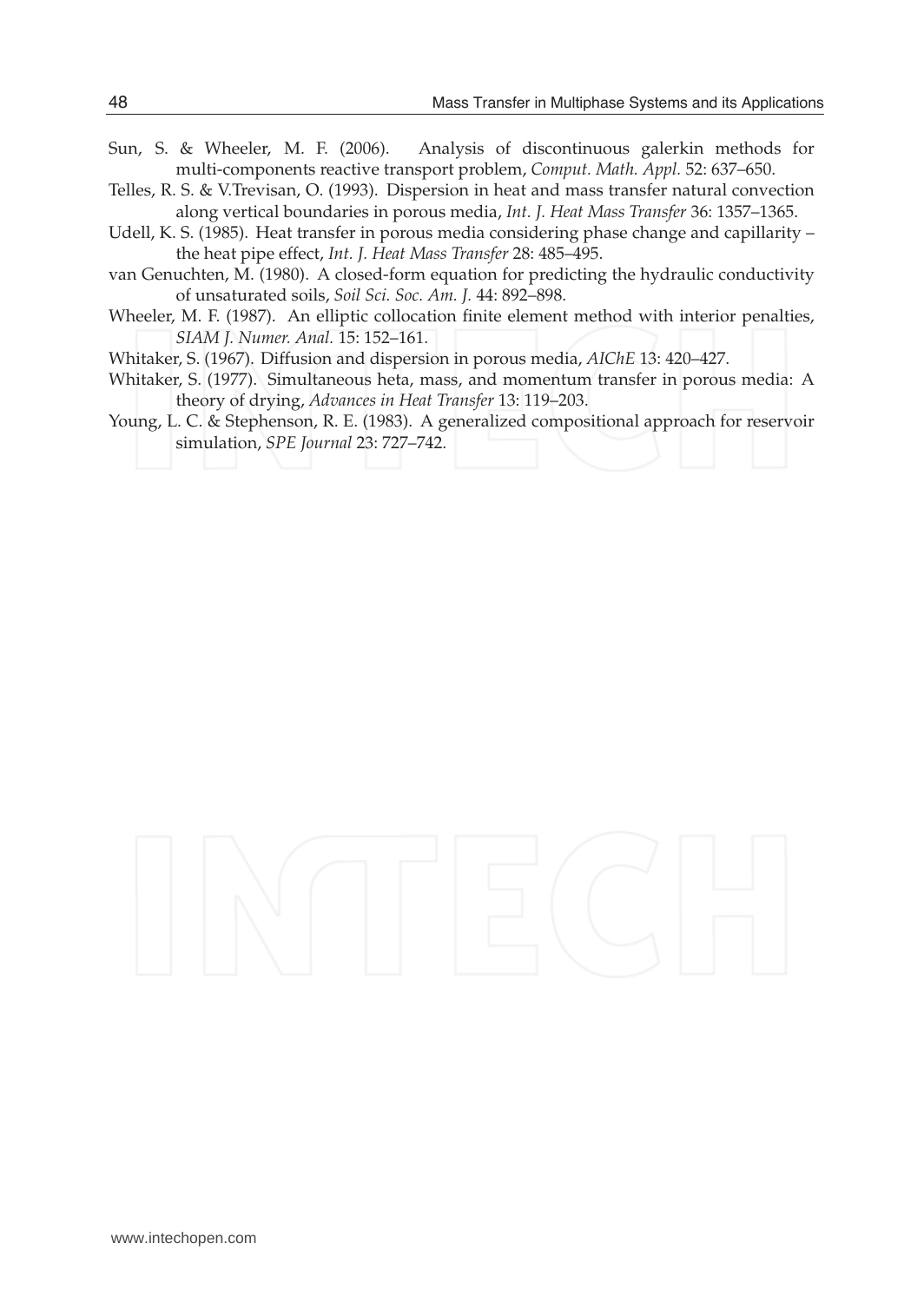Sun, S. & Wheeler, M. F. (2006). Analysis of discontinuous galerkin methods for multi-components reactive transport problem, *Comput. Math. Appl.* 52: 637–650.

Telles, R. S. & V.Trevisan, O. (1993). Dispersion in heat and mass transfer natural convection along vertical boundaries in porous media, *Int. J. Heat Mass Transfer* 36: 1357–1365.

Udell, K. S. (1985). Heat transfer in porous media considering phase change and capillarity – the heat pipe effect, *Int. J. Heat Mass Transfer* 28: 485–495.

van Genuchten, M. (1980). A closed-form equation for predicting the hydraulic conductivity of unsaturated soils, *Soil Sci. Soc. Am. J.* 44: 892–898.

Wheeler, M. F. (1987). An elliptic collocation finite element method with interior penalties, *SIAM J. Numer. Anal.* 15: 152–161.

Whitaker, S. (1967). Diffusion and dispersion in porous media, *AIChE* 13: 420–427.

Whitaker, S. (1977). Simultaneous heta, mass, and momentum transfer in porous media: A theory of drying, *Advances in Heat Transfer* 13: 119–203.

Young, L. C. & Stephenson, R. E. (1983). A generalized compositional approach for reservoir simulation, *SPE Journal* 23: 727–742.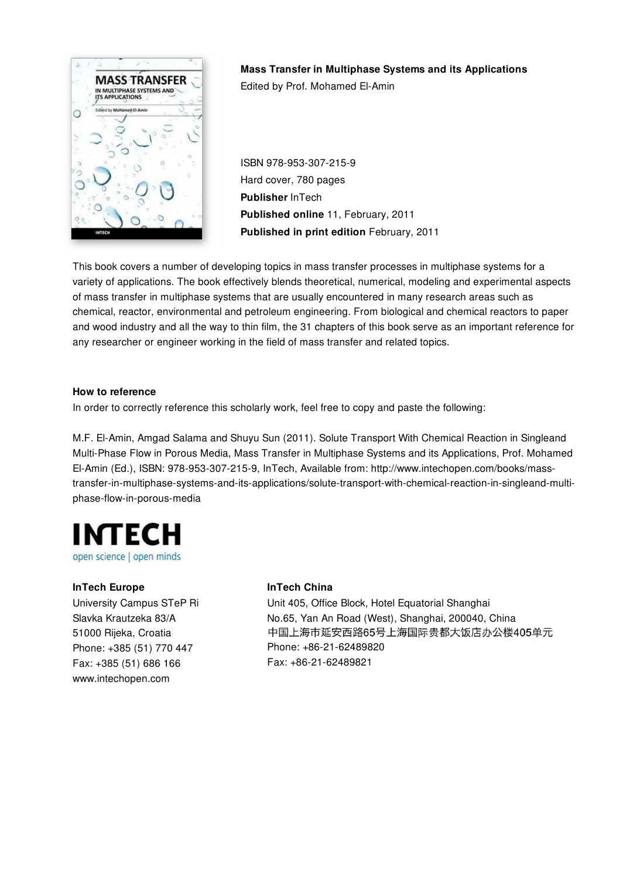**Mass Transfer in Multiphase Systems and its Applications**
Edited by Prof. Mohamed El-Amin

ISBN 978-953-307-215-9
Hard cover, 780 pages
**Publisher** InTech
**Published online** 11, February, 2011
**Published in print edition** February, 2011

This book covers a number of developing topics in mass transfer processes in multiphase systems for a variety of applications. The book effectively blends theoretical, numerical, modeling and experimental aspects of mass transfer in multiphase systems that are usually encountered in many research areas such as chemical, reactor, environmental and petroleum engineering. From biological and chemical reactors to paper and wood industry and all the way to thin film, the 31 chapters of this book serve as an important reference for any researcher or engineer working in the field of mass transfer and related topics.

**How to reference**

In order to correctly reference this scholarly work, feel free to copy and paste the following:

M.F. El-Amin, Amgad Salama and Shuyu Sun (2011). Solute Transport With Chemical Reaction in Singleand Multi-Phase Flow in Porous Media, Mass Transfer in Multiphase Systems and its Applications, Prof. Mohamed El-Amin (Ed.), ISBN: 978-953-307-215-9, InTech, Available from: http://www.intechopen.com/books/mass-transfer-in-multiphase-systems-and-its-applications/solute-transport-with-chemical-reaction-in-singleand-multi-phase-flow-in-porous-media

**INTECH**
open science | open minds

**InTech Europe**
University Campus STeP Ri
Slavka Krautzeka 83/A
51000 Rijeka, Croatia
Phone: +385 (51) 770 447
Fax: +385 (51) 686 166
www.intechopen.com

**InTech China**
Unit 405, Office Block, Hotel Equatorial Shanghai
No.65, Yan An Road (West), Shanghai, 200040, China
中国上海市延安西路65号上海国际贵都大饭店办公楼405单元
Phone: +86-21-62489820
Fax: +86-21-62489821